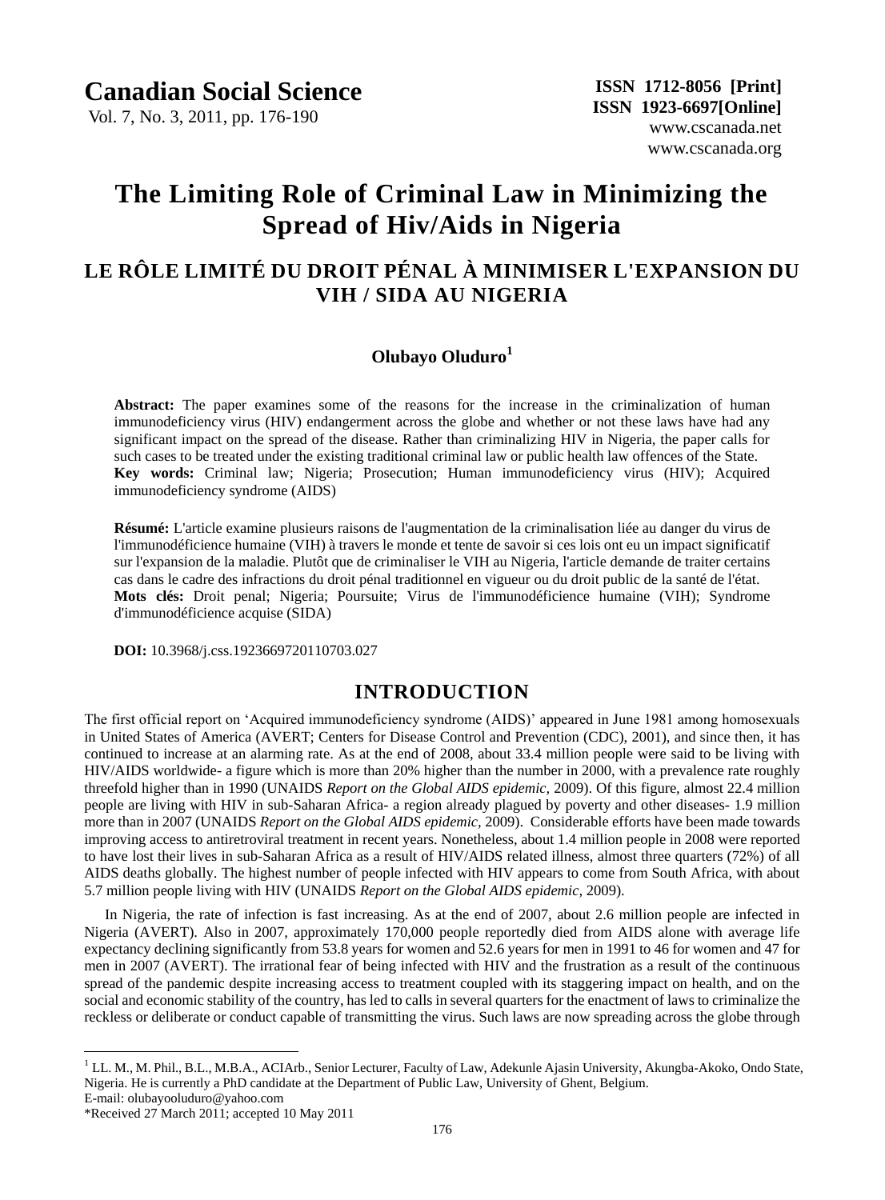# The Limiting Role of Criminal Law in Minimizing the Spread of Hiv/Aids in Nigeria

## LE RÔLE LIMITÉ DU DROIT PÉNAL À MINIMISER L'EXPANSION DU VIH / SIDA AU NIGERIA

**Olubayo Oluduro**[1]

**Abstract:** The paper examines some of the reasons for the increase in the criminalization of human immunodeficiency virus (HIV) endangerment across the globe and whether or not these laws have had any significant impact on the spread of the disease. Rather than criminalizing HIV in Nigeria, the paper calls for such cases to be treated under the existing traditional criminal law or public health law offences of the State.
**Key words:** Criminal law; Nigeria; Prosecution; Human immunodeficiency virus (HIV); Acquired immunodeficiency syndrome (AIDS)

**Résumé:** L'article examine plusieurs raisons de l'augmentation de la criminalisation liée au danger du virus de l'immunodéficience humaine (VIH) à travers le monde et tente de savoir si ces lois ont eu un impact significatif sur l'expansion de la maladie. Plutôt que de criminaliser le VIH au Nigeria, l'article demande de traiter certains cas dans le cadre des infractions du droit pénal traditionnel en vigueur ou du droit public de la santé de l'état.
**Mots clés:** Droit penal; Nigeria; Poursuite; Virus de l'immunodéficience humaine (VIH); Syndrome d'immunodéficience acquise (SIDA)

**DOI:** 10.3968/j.css.1923669720110703.027

## INTRODUCTION

The first official report on 'Acquired immunodeficiency syndrome (AIDS)' appeared in June 1981 among homosexuals in United States of America (AVERT; Centers for Disease Control and Prevention (CDC), 2001), and since then, it has continued to increase at an alarming rate. As at the end of 2008, about 33.4 million people were said to be living with HIV/AIDS worldwide- a figure which is more than 20% higher than the number in 2000, with a prevalence rate roughly threefold higher than in 1990 (UNAIDS *Report on the Global AIDS epidemic*, 2009). Of this figure, almost 22.4 million people are living with HIV in sub-Saharan Africa- a region already plagued by poverty and other diseases- 1.9 million more than in 2007 (UNAIDS *Report on the Global AIDS epidemic*, 2009). Considerable efforts have been made towards improving access to antiretroviral treatment in recent years. Nonetheless, about 1.4 million people in 2008 were reported to have lost their lives in sub-Saharan Africa as a result of HIV/AIDS related illness, almost three quarters (72%) of all AIDS deaths globally. The highest number of people infected with HIV appears to come from South Africa, with about 5.7 million people living with HIV (UNAIDS *Report on the Global AIDS epidemic*, 2009).

In Nigeria, the rate of infection is fast increasing. As at the end of 2007, about 2.6 million people are infected in Nigeria (AVERT). Also in 2007, approximately 170,000 people reportedly died from AIDS alone with average life expectancy declining significantly from 53.8 years for women and 52.6 years for men in 1991 to 46 for women and 47 for men in 2007 (AVERT). The irrational fear of being infected with HIV and the frustration as a result of the continuous spread of the pandemic despite increasing access to treatment coupled with its staggering impact on health, and on the social and economic stability of the country, has led to calls in several quarters for the enactment of laws to criminalize the reckless or deliberate or conduct capable of transmitting the virus. Such laws are now spreading across the globe through

---

[1] LL. M., M. Phil., B.L., M.B.A., ACIArb., Senior Lecturer, Faculty of Law, Adekunle Ajasin University, Akungba-Akoko, Ondo State, Nigeria. He is currently a PhD candidate at the Department of Public Law, University of Ghent, Belgium.
E-mail: olubayooluduro@yahoo.com
*Received 27 March 2011; accepted 10 May 2011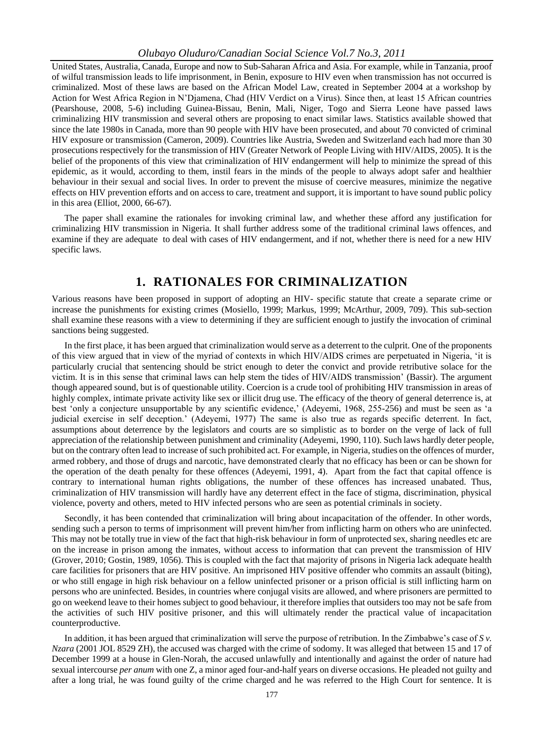United States, Australia, Canada, Europe and now to Sub-Saharan Africa and Asia. For example, while in Tanzania, proof of wilful transmission leads to life imprisonment, in Benin, exposure to HIV even when transmission has not occurred is criminalized. Most of these laws are based on the African Model Law, created in September 2004 at a workshop by Action for West Africa Region in N'Djamena, Chad (HIV Verdict on a Virus). Since then, at least 15 African countries (Pearshouse, 2008, 5-6) including Guinea-Bissau, Benin, Mali, Niger, Togo and Sierra Leone have passed laws criminalizing HIV transmission and several others are proposing to enact similar laws. Statistics available showed that since the late 1980s in Canada, more than 90 people with HIV have been prosecuted, and about 70 convicted of criminal HIV exposure or transmission (Cameron, 2009). Countries like Austria, Sweden and Switzerland each had more than 30 prosecutions respectively for the transmission of HIV (Greater Network of People Living with HIV/AIDS, 2005). It is the belief of the proponents of this view that criminalization of HIV endangerment will help to minimize the spread of this epidemic, as it would, according to them, instil fears in the minds of the people to always adopt safer and healthier behaviour in their sexual and social lives. In order to prevent the misuse of coercive measures, minimize the negative effects on HIV prevention efforts and on access to care, treatment and support, it is important to have sound public policy in this area (Elliot, 2000, 66-67).

The paper shall examine the rationales for invoking criminal law, and whether these afford any justification for criminalizing HIV transmission in Nigeria. It shall further address some of the traditional criminal laws offences, and examine if they are adequate to deal with cases of HIV endangerment, and if not, whether there is need for a new HIV specific laws.

## 1. RATIONALES FOR CRIMINALIZATION

Various reasons have been proposed in support of adopting an HIV- specific statute that create a separate crime or increase the punishments for existing crimes (Mosiello, 1999; Markus, 1999; McArthur, 2009, 709). This sub-section shall examine these reasons with a view to determining if they are sufficient enough to justify the invocation of criminal sanctions being suggested.

In the first place, it has been argued that criminalization would serve as a deterrent to the culprit. One of the proponents of this view argued that in view of the myriad of contexts in which HIV/AIDS crimes are perpetuated in Nigeria, 'it is particularly crucial that sentencing should be strict enough to deter the convict and provide retributive solace for the victim. It is in this sense that criminal laws can help stem the tides of HIV/AIDS transmission' (Bassir). The argument though appeared sound, but is of questionable utility. Coercion is a crude tool of prohibiting HIV transmission in areas of highly complex, intimate private activity like sex or illicit drug use. The efficacy of the theory of general deterrence is, at best 'only a conjecture unsupportable by any scientific evidence,' (Adeyemi, 1968, 255-256) and must be seen as 'a judicial exercise in self deception.' (Adeyemi, 1977) The same is also true as regards specific deterrent. In fact, assumptions about deterrence by the legislators and courts are so simplistic as to border on the verge of lack of full appreciation of the relationship between punishment and criminality (Adeyemi, 1990, 110). Such laws hardly deter people, but on the contrary often lead to increase of such prohibited act. For example, in Nigeria, studies on the offences of murder, armed robbery, and those of drugs and narcotic, have demonstrated clearly that no efficacy has been or can be shown for the operation of the death penalty for these offences (Adeyemi, 1991, 4). Apart from the fact that capital offence is contrary to international human rights obligations, the number of these offences has increased unabated. Thus, criminalization of HIV transmission will hardly have any deterrent effect in the face of stigma, discrimination, physical violence, poverty and others, meted to HIV infected persons who are seen as potential criminals in society.

Secondly, it has been contended that criminalization will bring about incapacitation of the offender. In other words, sending such a person to terms of imprisonment will prevent him/her from inflicting harm on others who are uninfected. This may not be totally true in view of the fact that high-risk behaviour in form of unprotected sex, sharing needles etc are on the increase in prison among the inmates, without access to information that can prevent the transmission of HIV (Grover, 2010; Gostin, 1989, 1056). This is coupled with the fact that majority of prisons in Nigeria lack adequate health care facilities for prisoners that are HIV positive. An imprisoned HIV positive offender who commits an assault (biting), or who still engage in high risk behaviour on a fellow uninfected prisoner or a prison official is still inflicting harm on persons who are uninfected. Besides, in countries where conjugal visits are allowed, and where prisoners are permitted to go on weekend leave to their homes subject to good behaviour, it therefore implies that outsiders too may not be safe from the activities of such HIV positive prisoner, and this will ultimately render the practical value of incapacitation counterproductive.

In addition, it has been argued that criminalization will serve the purpose of retribution. In the Zimbabwe's case of *S v. Nzara* (2001 JOL 8529 ZH), the accused was charged with the crime of sodomy. It was alleged that between 15 and 17 of December 1999 at a house in Glen-Norah, the accused unlawfully and intentionally and against the order of nature had sexual intercourse *per anum* with one Z, a minor aged four-and-half years on diverse occasions. He pleaded not guilty and after a long trial, he was found guilty of the crime charged and he was referred to the High Court for sentence. It is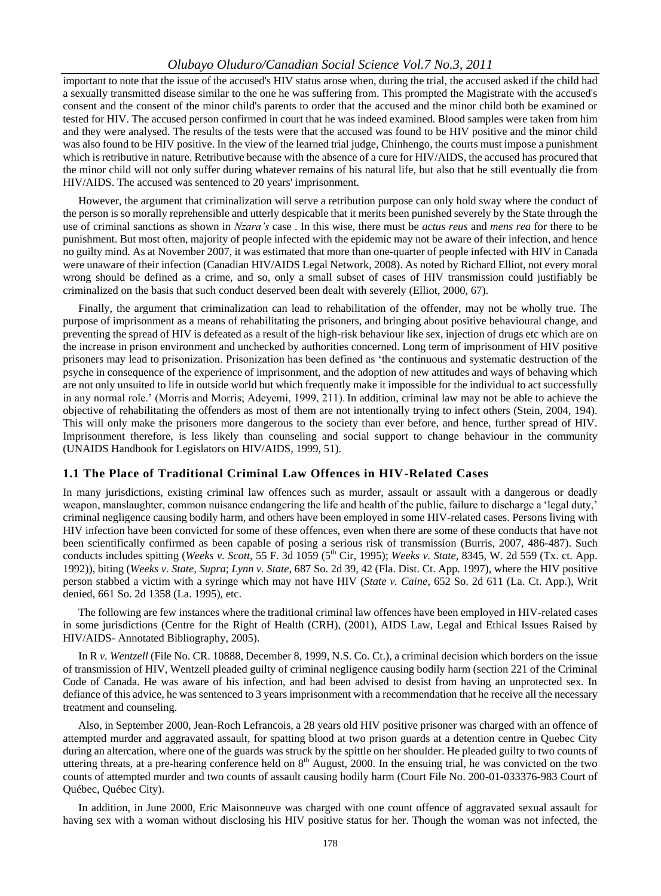important to note that the issue of the accused's HIV status arose when, during the trial, the accused asked if the child had a sexually transmitted disease similar to the one he was suffering from. This prompted the Magistrate with the accused's consent and the consent of the minor child's parents to order that the accused and the minor child both be examined or tested for HIV. The accused person confirmed in court that he was indeed examined. Blood samples were taken from him and they were analysed. The results of the tests were that the accused was found to be HIV positive and the minor child was also found to be HIV positive. In the view of the learned trial judge, Chinhengo, the courts must impose a punishment which is retributive in nature. Retributive because with the absence of a cure for HIV/AIDS, the accused has procured that the minor child will not only suffer during whatever remains of his natural life, but also that he still eventually die from HIV/AIDS. The accused was sentenced to 20 years' imprisonment.

However, the argument that criminalization will serve a retribution purpose can only hold sway where the conduct of the person is so morally reprehensible and utterly despicable that it merits been punished severely by the State through the use of criminal sanctions as shown in *Nzara's* case . In this wise, there must be *actus reus* and *mens rea* for there to be punishment. But most often, majority of people infected with the epidemic may not be aware of their infection, and hence no guilty mind. As at November 2007, it was estimated that more than one-quarter of people infected with HIV in Canada were unaware of their infection (Canadian HIV/AIDS Legal Network, 2008). As noted by Richard Elliot, not every moral wrong should be defined as a crime, and so, only a small subset of cases of HIV transmission could justifiably be criminalized on the basis that such conduct deserved been dealt with severely (Elliot, 2000, 67).

Finally, the argument that criminalization can lead to rehabilitation of the offender, may not be wholly true. The purpose of imprisonment as a means of rehabilitating the prisoners, and bringing about positive behavioural change, and preventing the spread of HIV is defeated as a result of the high-risk behaviour like sex, injection of drugs etc which are on the increase in prison environment and unchecked by authorities concerned. Long term of imprisonment of HIV positive prisoners may lead to prisonization. Prisonization has been defined as 'the continuous and systematic destruction of the psyche in consequence of the experience of imprisonment, and the adoption of new attitudes and ways of behaving which are not only unsuited to life in outside world but which frequently make it impossible for the individual to act successfully in any normal role.' (Morris and Morris; Adeyemi, 1999, 211). In addition, criminal law may not be able to achieve the objective of rehabilitating the offenders as most of them are not intentionally trying to infect others (Stein, 2004, 194). This will only make the prisoners more dangerous to the society than ever before, and hence, further spread of HIV. Imprisonment therefore, is less likely than counseling and social support to change behaviour in the community (UNAIDS Handbook for Legislators on HIV/AIDS, 1999, 51).

### 1.1 The Place of Traditional Criminal Law Offences in HIV-Related Cases

In many jurisdictions, existing criminal law offences such as murder, assault or assault with a dangerous or deadly weapon, manslaughter, common nuisance endangering the life and health of the public, failure to discharge a 'legal duty,' criminal negligence causing bodily harm, and others have been employed in some HIV-related cases. Persons living with HIV infection have been convicted for some of these offences, even when there are some of these conducts that have not been scientifically confirmed as been capable of posing a serious risk of transmission (Burris, 2007, 486-487). Such conducts includes spitting (*Weeks v. Scott*, 55 F. 3d 1059 (5th Cir, 1995); *Weeks v. State*, 8345, W. 2d 559 (Tx. ct. App. 1992)), biting (*Weeks v. State*, *Supra*; *Lynn v. State*, 687 So. 2d 39, 42 (Fla. Dist. Ct. App. 1997), where the HIV positive person stabbed a victim with a syringe which may not have HIV (*State v. Caine*, 652 So. 2d 611 (La. Ct. App.), Writ denied, 661 So. 2d 1358 (La. 1995), etc.

The following are few instances where the traditional criminal law offences have been employed in HIV-related cases in some jurisdictions (Centre for the Right of Health (CRH), (2001), AIDS Law, Legal and Ethical Issues Raised by HIV/AIDS- Annotated Bibliography, 2005).

In R *v. Wentzell* (File No. CR. 10888, December 8, 1999, N.S. Co. Ct.), a criminal decision which borders on the issue of transmission of HIV, Wentzell pleaded guilty of criminal negligence causing bodily harm (section 221 of the Criminal Code of Canada. He was aware of his infection, and had been advised to desist from having an unprotected sex. In defiance of this advice, he was sentenced to 3 years imprisonment with a recommendation that he receive all the necessary treatment and counseling.

Also, in September 2000, Jean-Roch Lefrancois, a 28 years old HIV positive prisoner was charged with an offence of attempted murder and aggravated assault, for spatting blood at two prison guards at a detention centre in Quebec City during an altercation, where one of the guards was struck by the spittle on her shoulder. He pleaded guilty to two counts of uttering threats, at a pre-hearing conference held on 8th August, 2000. In the ensuing trial, he was convicted on the two counts of attempted murder and two counts of assault causing bodily harm (Court File No. 200-01-033376-983 Court of Québec, Québec City).

In addition, in June 2000, Eric Maisonneuve was charged with one count offence of aggravated sexual assault for having sex with a woman without disclosing his HIV positive status for her. Though the woman was not infected, the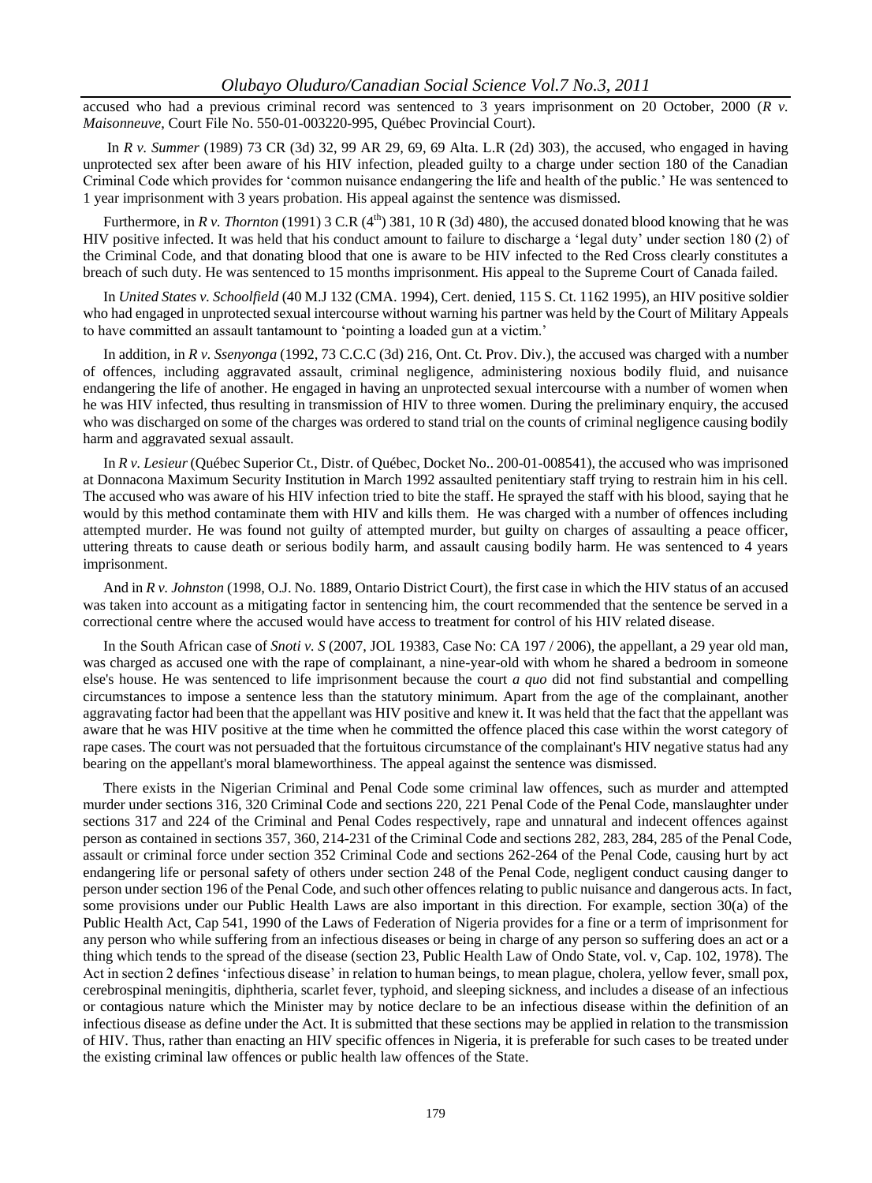accused who had a previous criminal record was sentenced to 3 years imprisonment on 20 October, 2000 (*R v. Maisonneuve*, Court File No. 550-01-003220-995, Québec Provincial Court).

In *R v. Summer* (1989) 73 CR (3d) 32, 99 AR 29, 69, 69 Alta. L.R (2d) 303), the accused, who engaged in having unprotected sex after been aware of his HIV infection, pleaded guilty to a charge under section 180 of the Canadian Criminal Code which provides for 'common nuisance endangering the life and health of the public.' He was sentenced to 1 year imprisonment with 3 years probation. His appeal against the sentence was dismissed.

Furthermore, in *R v. Thornton* (1991) 3 C.R (4th) 381, 10 R (3d) 480), the accused donated blood knowing that he was HIV positive infected. It was held that his conduct amount to failure to discharge a 'legal duty' under section 180 (2) of the Criminal Code, and that donating blood that one is aware to be HIV infected to the Red Cross clearly constitutes a breach of such duty. He was sentenced to 15 months imprisonment. His appeal to the Supreme Court of Canada failed.

In *United States v. Schoolfield* (40 M.J 132 (CMA. 1994), Cert. denied, 115 S. Ct. 1162 1995), an HIV positive soldier who had engaged in unprotected sexual intercourse without warning his partner was held by the Court of Military Appeals to have committed an assault tantamount to 'pointing a loaded gun at a victim.'

In addition, in *R v. Ssenyonga* (1992, 73 C.C.C (3d) 216, Ont. Ct. Prov. Div.), the accused was charged with a number of offences, including aggravated assault, criminal negligence, administering noxious bodily fluid, and nuisance endangering the life of another. He engaged in having an unprotected sexual intercourse with a number of women when he was HIV infected, thus resulting in transmission of HIV to three women. During the preliminary enquiry, the accused who was discharged on some of the charges was ordered to stand trial on the counts of criminal negligence causing bodily harm and aggravated sexual assault.

In *R v. Lesieur* (Québec Superior Ct., Distr. of Québec, Docket No.. 200-01-008541), the accused who was imprisoned at Donnacona Maximum Security Institution in March 1992 assaulted penitentiary staff trying to restrain him in his cell. The accused who was aware of his HIV infection tried to bite the staff. He sprayed the staff with his blood, saying that he would by this method contaminate them with HIV and kills them. He was charged with a number of offences including attempted murder. He was found not guilty of attempted murder, but guilty on charges of assaulting a peace officer, uttering threats to cause death or serious bodily harm, and assault causing bodily harm. He was sentenced to 4 years imprisonment.

And in *R v. Johnston* (1998, O.J. No. 1889, Ontario District Court), the first case in which the HIV status of an accused was taken into account as a mitigating factor in sentencing him, the court recommended that the sentence be served in a correctional centre where the accused would have access to treatment for control of his HIV related disease.

In the South African case of *Snoti v. S* (2007, JOL 19383, Case No: CA 197 / 2006), the appellant, a 29 year old man, was charged as accused one with the rape of complainant, a nine-year-old with whom he shared a bedroom in someone else's house. He was sentenced to life imprisonment because the court *a quo* did not find substantial and compelling circumstances to impose a sentence less than the statutory minimum. Apart from the age of the complainant, another aggravating factor had been that the appellant was HIV positive and knew it. It was held that the fact that the appellant was aware that he was HIV positive at the time when he committed the offence placed this case within the worst category of rape cases. The court was not persuaded that the fortuitous circumstance of the complainant's HIV negative status had any bearing on the appellant's moral blameworthiness. The appeal against the sentence was dismissed.

There exists in the Nigerian Criminal and Penal Code some criminal law offences, such as murder and attempted murder under sections 316, 320 Criminal Code and sections 220, 221 Penal Code of the Penal Code, manslaughter under sections 317 and 224 of the Criminal and Penal Codes respectively, rape and unnatural and indecent offences against person as contained in sections 357, 360, 214-231 of the Criminal Code and sections 282, 283, 284, 285 of the Penal Code, assault or criminal force under section 352 Criminal Code and sections 262-264 of the Penal Code, causing hurt by act endangering life or personal safety of others under section 248 of the Penal Code, negligent conduct causing danger to person under section 196 of the Penal Code, and such other offences relating to public nuisance and dangerous acts. In fact, some provisions under our Public Health Laws are also important in this direction. For example, section 30(a) of the Public Health Act, Cap 541, 1990 of the Laws of Federation of Nigeria provides for a fine or a term of imprisonment for any person who while suffering from an infectious diseases or being in charge of any person so suffering does an act or a thing which tends to the spread of the disease (section 23, Public Health Law of Ondo State, vol. v, Cap. 102, 1978). The Act in section 2 defines 'infectious disease' in relation to human beings, to mean plague, cholera, yellow fever, small pox, cerebrospinal meningitis, diphtheria, scarlet fever, typhoid, and sleeping sickness, and includes a disease of an infectious or contagious nature which the Minister may by notice declare to be an infectious disease within the definition of an infectious disease as define under the Act. It is submitted that these sections may be applied in relation to the transmission of HIV. Thus, rather than enacting an HIV specific offences in Nigeria, it is preferable for such cases to be treated under the existing criminal law offences or public health law offences of the State.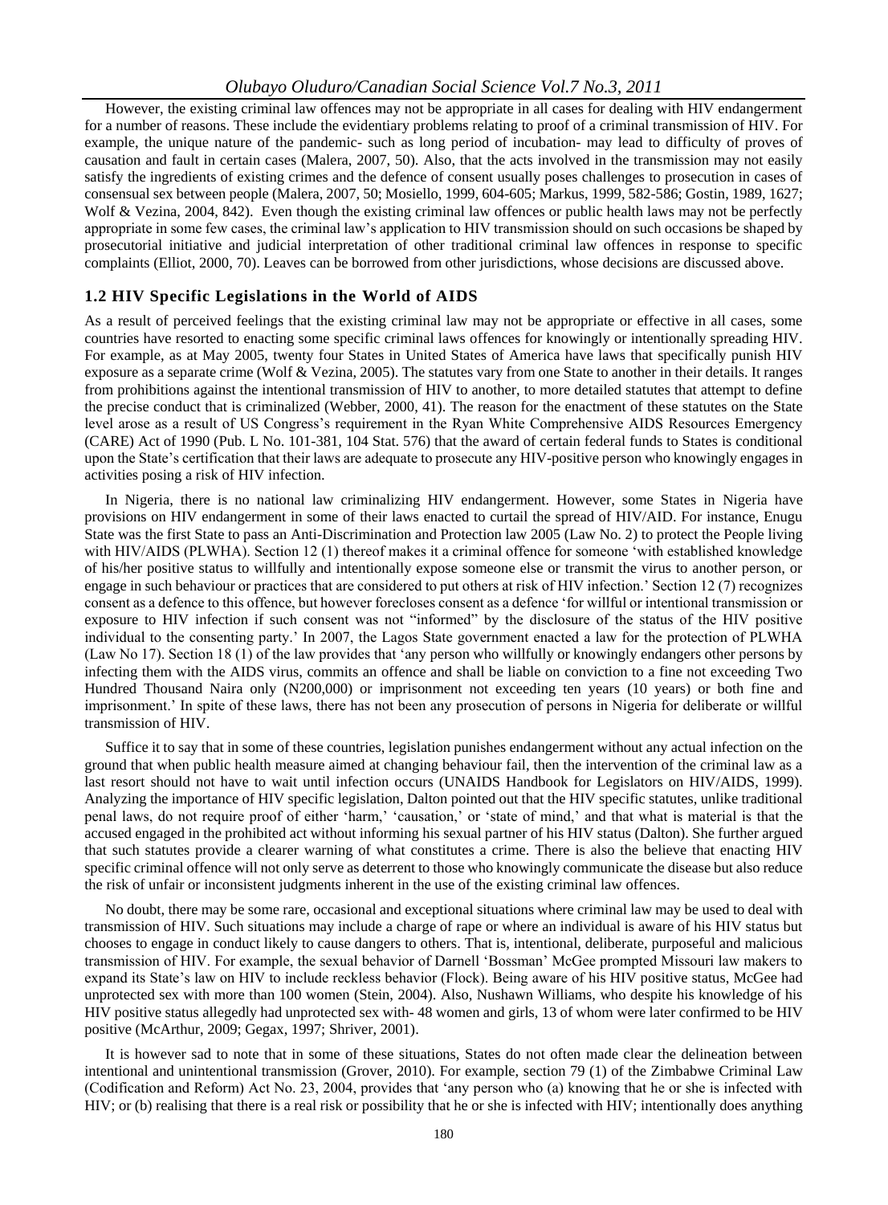However, the existing criminal law offences may not be appropriate in all cases for dealing with HIV endangerment for a number of reasons. These include the evidentiary problems relating to proof of a criminal transmission of HIV. For example, the unique nature of the pandemic- such as long period of incubation- may lead to difficulty of proves of causation and fault in certain cases (Malera, 2007, 50). Also, that the acts involved in the transmission may not easily satisfy the ingredients of existing crimes and the defence of consent usually poses challenges to prosecution in cases of consensual sex between people (Malera, 2007, 50; Mosiello, 1999, 604-605; Markus, 1999, 582-586; Gostin, 1989, 1627; Wolf & Vezina, 2004, 842). Even though the existing criminal law offences or public health laws may not be perfectly appropriate in some few cases, the criminal law's application to HIV transmission should on such occasions be shaped by prosecutorial initiative and judicial interpretation of other traditional criminal law offences in response to specific complaints (Elliot, 2000, 70). Leaves can be borrowed from other jurisdictions, whose decisions are discussed above.

### 1.2 HIV Specific Legislations in the World of AIDS

As a result of perceived feelings that the existing criminal law may not be appropriate or effective in all cases, some countries have resorted to enacting some specific criminal laws offences for knowingly or intentionally spreading HIV. For example, as at May 2005, twenty four States in United States of America have laws that specifically punish HIV exposure as a separate crime (Wolf & Vezina, 2005). The statutes vary from one State to another in their details. It ranges from prohibitions against the intentional transmission of HIV to another, to more detailed statutes that attempt to define the precise conduct that is criminalized (Webber, 2000, 41). The reason for the enactment of these statutes on the State level arose as a result of US Congress's requirement in the Ryan White Comprehensive AIDS Resources Emergency (CARE) Act of 1990 (Pub. L No. 101-381, 104 Stat. 576) that the award of certain federal funds to States is conditional upon the State's certification that their laws are adequate to prosecute any HIV-positive person who knowingly engages in activities posing a risk of HIV infection.

In Nigeria, there is no national law criminalizing HIV endangerment. However, some States in Nigeria have provisions on HIV endangerment in some of their laws enacted to curtail the spread of HIV/AID. For instance, Enugu State was the first State to pass an Anti-Discrimination and Protection law 2005 (Law No. 2) to protect the People living with HIV/AIDS (PLWHA). Section 12 (1) thereof makes it a criminal offence for someone 'with established knowledge of his/her positive status to willfully and intentionally expose someone else or transmit the virus to another person, or engage in such behaviour or practices that are considered to put others at risk of HIV infection.' Section 12 (7) recognizes consent as a defence to this offence, but however forecloses consent as a defence 'for willful or intentional transmission or exposure to HIV infection if such consent was not "informed" by the disclosure of the status of the HIV positive individual to the consenting party.' In 2007, the Lagos State government enacted a law for the protection of PLWHA (Law No 17). Section 18 (1) of the law provides that 'any person who willfully or knowingly endangers other persons by infecting them with the AIDS virus, commits an offence and shall be liable on conviction to a fine not exceeding Two Hundred Thousand Naira only (N200,000) or imprisonment not exceeding ten years (10 years) or both fine and imprisonment.' In spite of these laws, there has not been any prosecution of persons in Nigeria for deliberate or willful transmission of HIV.

Suffice it to say that in some of these countries, legislation punishes endangerment without any actual infection on the ground that when public health measure aimed at changing behaviour fail, then the intervention of the criminal law as a last resort should not have to wait until infection occurs (UNAIDS Handbook for Legislators on HIV/AIDS, 1999). Analyzing the importance of HIV specific legislation, Dalton pointed out that the HIV specific statutes, unlike traditional penal laws, do not require proof of either 'harm,' 'causation,' or 'state of mind,' and that what is material is that the accused engaged in the prohibited act without informing his sexual partner of his HIV status (Dalton). She further argued that such statutes provide a clearer warning of what constitutes a crime. There is also the believe that enacting HIV specific criminal offence will not only serve as deterrent to those who knowingly communicate the disease but also reduce the risk of unfair or inconsistent judgments inherent in the use of the existing criminal law offences.

No doubt, there may be some rare, occasional and exceptional situations where criminal law may be used to deal with transmission of HIV. Such situations may include a charge of rape or where an individual is aware of his HIV status but chooses to engage in conduct likely to cause dangers to others. That is, intentional, deliberate, purposeful and malicious transmission of HIV. For example, the sexual behavior of Darnell 'Bossman' McGee prompted Missouri law makers to expand its State's law on HIV to include reckless behavior (Flock). Being aware of his HIV positive status, McGee had unprotected sex with more than 100 women (Stein, 2004). Also, Nushawn Williams, who despite his knowledge of his HIV positive status allegedly had unprotected sex with- 48 women and girls, 13 of whom were later confirmed to be HIV positive (McArthur, 2009; Gegax, 1997; Shriver, 2001).

It is however sad to note that in some of these situations, States do not often made clear the delineation between intentional and unintentional transmission (Grover, 2010). For example, section 79 (1) of the Zimbabwe Criminal Law (Codification and Reform) Act No. 23, 2004, provides that 'any person who (a) knowing that he or she is infected with HIV; or (b) realising that there is a real risk or possibility that he or she is infected with HIV; intentionally does anything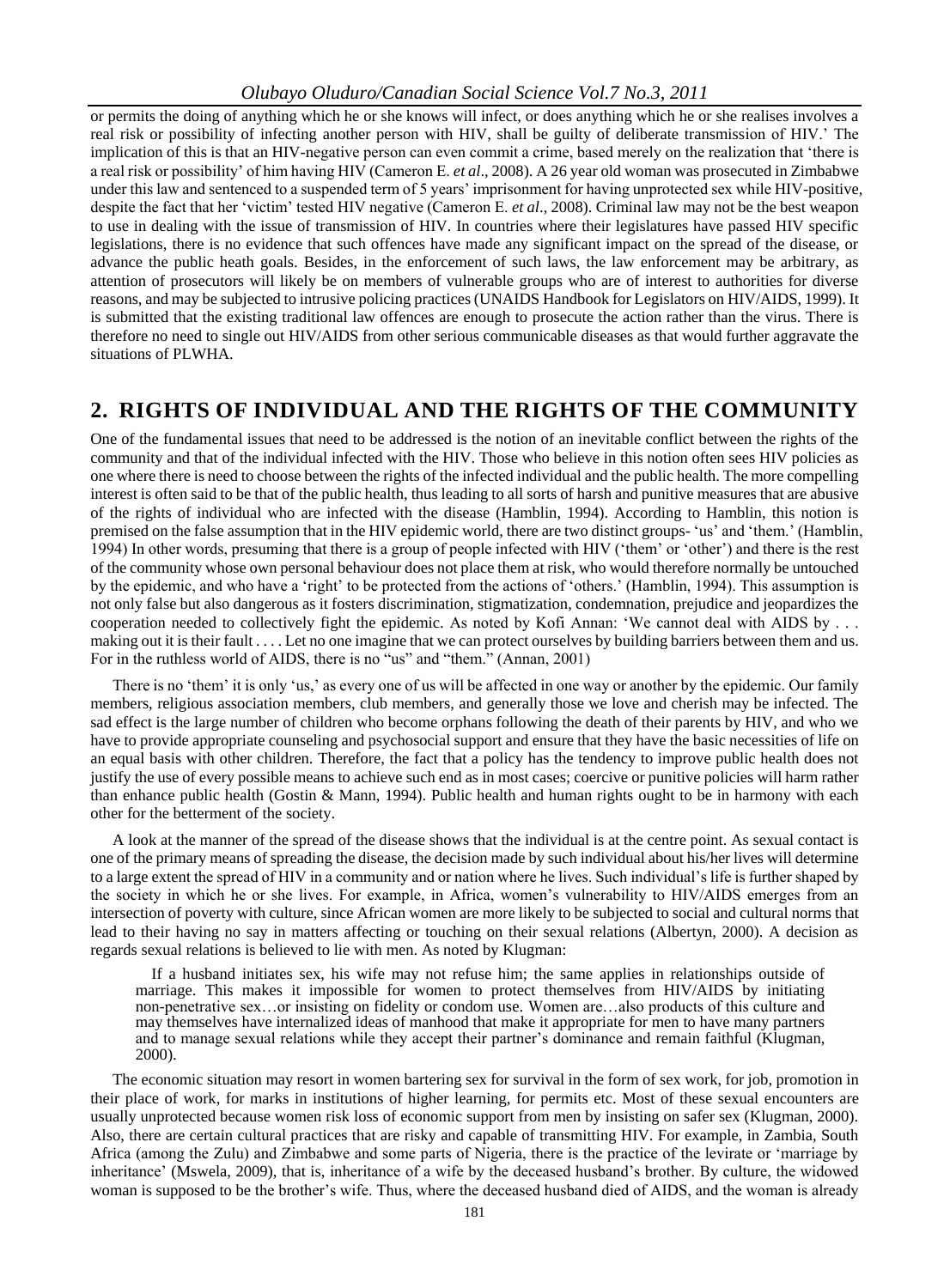or permits the doing of anything which he or she knows will infect, or does anything which he or she realises involves a real risk or possibility of infecting another person with HIV, shall be guilty of deliberate transmission of HIV.' The implication of this is that an HIV-negative person can even commit a crime, based merely on the realization that 'there is a real risk or possibility' of him having HIV (Cameron E. *et al*., 2008). A 26 year old woman was prosecuted in Zimbabwe under this law and sentenced to a suspended term of 5 years' imprisonment for having unprotected sex while HIV-positive, despite the fact that her 'victim' tested HIV negative (Cameron E. *et al*., 2008). Criminal law may not be the best weapon to use in dealing with the issue of transmission of HIV. In countries where their legislatures have passed HIV specific legislations, there is no evidence that such offences have made any significant impact on the spread of the disease, or advance the public heath goals. Besides, in the enforcement of such laws, the law enforcement may be arbitrary, as attention of prosecutors will likely be on members of vulnerable groups who are of interest to authorities for diverse reasons, and may be subjected to intrusive policing practices (UNAIDS Handbook for Legislators on HIV/AIDS, 1999). It is submitted that the existing traditional law offences are enough to prosecute the action rather than the virus. There is therefore no need to single out HIV/AIDS from other serious communicable diseases as that would further aggravate the situations of PLWHA.

## 2. RIGHTS OF INDIVIDUAL AND THE RIGHTS OF THE COMMUNITY

One of the fundamental issues that need to be addressed is the notion of an inevitable conflict between the rights of the community and that of the individual infected with the HIV. Those who believe in this notion often sees HIV policies as one where there is need to choose between the rights of the infected individual and the public health. The more compelling interest is often said to be that of the public health, thus leading to all sorts of harsh and punitive measures that are abusive of the rights of individual who are infected with the disease (Hamblin, 1994). According to Hamblin, this notion is premised on the false assumption that in the HIV epidemic world, there are two distinct groups- 'us' and 'them.' (Hamblin, 1994) In other words, presuming that there is a group of people infected with HIV ('them' or 'other') and there is the rest of the community whose own personal behaviour does not place them at risk, who would therefore normally be untouched by the epidemic, and who have a 'right' to be protected from the actions of 'others.' (Hamblin, 1994). This assumption is not only false but also dangerous as it fosters discrimination, stigmatization, condemnation, prejudice and jeopardizes the cooperation needed to collectively fight the epidemic. As noted by Kofi Annan: 'We cannot deal with AIDS by . . . making out it is their fault . . . . Let no one imagine that we can protect ourselves by building barriers between them and us. For in the ruthless world of AIDS, there is no "us" and "them." (Annan, 2001)

There is no 'them' it is only 'us,' as every one of us will be affected in one way or another by the epidemic. Our family members, religious association members, club members, and generally those we love and cherish may be infected. The sad effect is the large number of children who become orphans following the death of their parents by HIV, and who we have to provide appropriate counseling and psychosocial support and ensure that they have the basic necessities of life on an equal basis with other children. Therefore, the fact that a policy has the tendency to improve public health does not justify the use of every possible means to achieve such end as in most cases; coercive or punitive policies will harm rather than enhance public health (Gostin & Mann, 1994). Public health and human rights ought to be in harmony with each other for the betterment of the society.

A look at the manner of the spread of the disease shows that the individual is at the centre point. As sexual contact is one of the primary means of spreading the disease, the decision made by such individual about his/her lives will determine to a large extent the spread of HIV in a community and or nation where he lives. Such individual's life is further shaped by the society in which he or she lives. For example, in Africa, women's vulnerability to HIV/AIDS emerges from an intersection of poverty with culture, since African women are more likely to be subjected to social and cultural norms that lead to their having no say in matters affecting or touching on their sexual relations (Albertyn, 2000). A decision as regards sexual relations is believed to lie with men. As noted by Klugman:

> If a husband initiates sex, his wife may not refuse him; the same applies in relationships outside of marriage. This makes it impossible for women to protect themselves from HIV/AIDS by initiating non-penetrative sex…or insisting on fidelity or condom use. Women are…also products of this culture and may themselves have internalized ideas of manhood that make it appropriate for men to have many partners and to manage sexual relations while they accept their partner's dominance and remain faithful (Klugman, 2000).

The economic situation may resort in women bartering sex for survival in the form of sex work, for job, promotion in their place of work, for marks in institutions of higher learning, for permits etc. Most of these sexual encounters are usually unprotected because women risk loss of economic support from men by insisting on safer sex (Klugman, 2000). Also, there are certain cultural practices that are risky and capable of transmitting HIV. For example, in Zambia, South Africa (among the Zulu) and Zimbabwe and some parts of Nigeria, there is the practice of the levirate or 'marriage by inheritance' (Mswela, 2009), that is, inheritance of a wife by the deceased husband's brother. By culture, the widowed woman is supposed to be the brother's wife. Thus, where the deceased husband died of AIDS, and the woman is already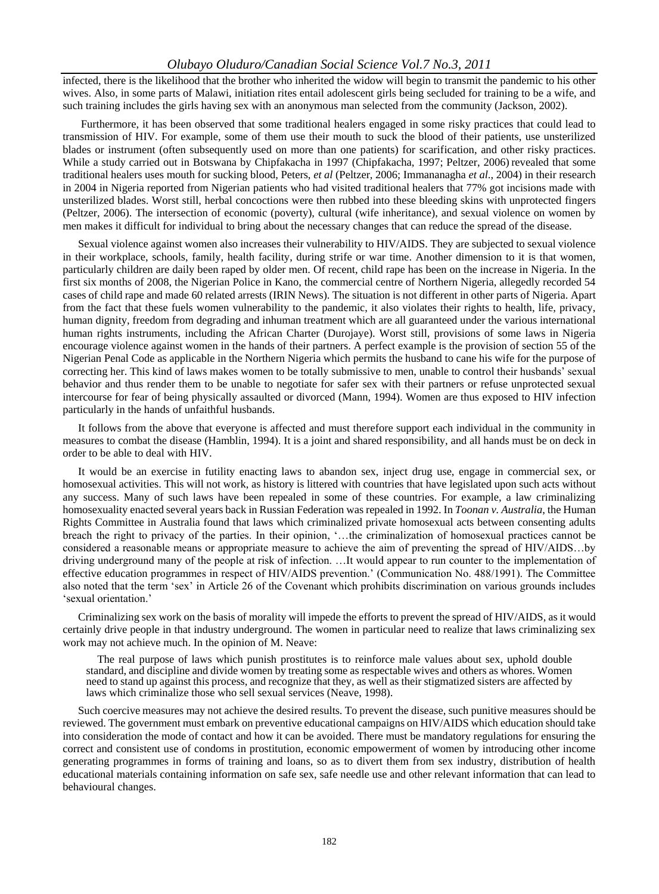infected, there is the likelihood that the brother who inherited the widow will begin to transmit the pandemic to his other wives. Also, in some parts of Malawi, initiation rites entail adolescent girls being secluded for training to be a wife, and such training includes the girls having sex with an anonymous man selected from the community (Jackson, 2002).

Furthermore, it has been observed that some traditional healers engaged in some risky practices that could lead to transmission of HIV. For example, some of them use their mouth to suck the blood of their patients, use unsterilized blades or instrument (often subsequently used on more than one patients) for scarification, and other risky practices. While a study carried out in Botswana by Chipfakacha in 1997 (Chipfakacha, 1997; Peltzer, 2006) revealed that some traditional healers uses mouth for sucking blood, Peters, *et al* (Peltzer, 2006; Immananagha *et al*., 2004) in their research in 2004 in Nigeria reported from Nigerian patients who had visited traditional healers that 77% got incisions made with unsterilized blades. Worst still, herbal concoctions were then rubbed into these bleeding skins with unprotected fingers (Peltzer, 2006). The intersection of economic (poverty), cultural (wife inheritance), and sexual violence on women by men makes it difficult for individual to bring about the necessary changes that can reduce the spread of the disease.

Sexual violence against women also increases their vulnerability to HIV/AIDS. They are subjected to sexual violence in their workplace, schools, family, health facility, during strife or war time. Another dimension to it is that women, particularly children are daily been raped by older men. Of recent, child rape has been on the increase in Nigeria. In the first six months of 2008, the Nigerian Police in Kano, the commercial centre of Northern Nigeria, allegedly recorded 54 cases of child rape and made 60 related arrests (IRIN News). The situation is not different in other parts of Nigeria. Apart from the fact that these fuels women vulnerability to the pandemic, it also violates their rights to health, life, privacy, human dignity, freedom from degrading and inhuman treatment which are all guaranteed under the various international human rights instruments, including the African Charter (Durojaye). Worst still, provisions of some laws in Nigeria encourage violence against women in the hands of their partners. A perfect example is the provision of section 55 of the Nigerian Penal Code as applicable in the Northern Nigeria which permits the husband to cane his wife for the purpose of correcting her. This kind of laws makes women to be totally submissive to men, unable to control their husbands' sexual behavior and thus render them to be unable to negotiate for safer sex with their partners or refuse unprotected sexual intercourse for fear of being physically assaulted or divorced (Mann, 1994). Women are thus exposed to HIV infection particularly in the hands of unfaithful husbands.

It follows from the above that everyone is affected and must therefore support each individual in the community in measures to combat the disease (Hamblin, 1994). It is a joint and shared responsibility, and all hands must be on deck in order to be able to deal with HIV.

It would be an exercise in futility enacting laws to abandon sex, inject drug use, engage in commercial sex, or homosexual activities. This will not work, as history is littered with countries that have legislated upon such acts without any success. Many of such laws have been repealed in some of these countries. For example, a law criminalizing homosexuality enacted several years back in Russian Federation was repealed in 1992. In *Toonan v. Australia*, the Human Rights Committee in Australia found that laws which criminalized private homosexual acts between consenting adults breach the right to privacy of the parties. In their opinion, '…the criminalization of homosexual practices cannot be considered a reasonable means or appropriate measure to achieve the aim of preventing the spread of HIV/AIDS…by driving underground many of the people at risk of infection. …It would appear to run counter to the implementation of effective education programmes in respect of HIV/AIDS prevention.' (Communication No. 488/1991). The Committee also noted that the term 'sex' in Article 26 of the Covenant which prohibits discrimination on various grounds includes 'sexual orientation.'

Criminalizing sex work on the basis of morality will impede the efforts to prevent the spread of HIV/AIDS, as it would certainly drive people in that industry underground. The women in particular need to realize that laws criminalizing sex work may not achieve much. In the opinion of M. Neave:

> The real purpose of laws which punish prostitutes is to reinforce male values about sex, uphold double standard, and discipline and divide women by treating some as respectable wives and others as whores. Women need to stand up against this process, and recognize that they, as well as their stigmatized sisters are affected by laws which criminalize those who sell sexual services (Neave, 1998).

Such coercive measures may not achieve the desired results. To prevent the disease, such punitive measures should be reviewed. The government must embark on preventive educational campaigns on HIV/AIDS which education should take into consideration the mode of contact and how it can be avoided. There must be mandatory regulations for ensuring the correct and consistent use of condoms in prostitution, economic empowerment of women by introducing other income generating programmes in forms of training and loans, so as to divert them from sex industry, distribution of health educational materials containing information on safe sex, safe needle use and other relevant information that can lead to behavioural changes.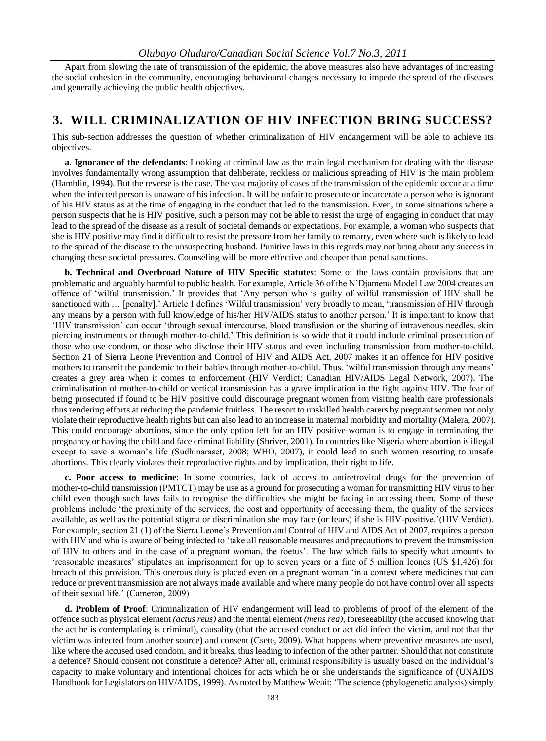Apart from slowing the rate of transmission of the epidemic, the above measures also have advantages of increasing the social cohesion in the community, encouraging behavioural changes necessary to impede the spread of the diseases and generally achieving the public health objectives.

## 3. WILL CRIMINALIZATION OF HIV INFECTION BRING SUCCESS?

This sub-section addresses the question of whether criminalization of HIV endangerment will be able to achieve its objectives.

**a. Ignorance of the defendants**: Looking at criminal law as the main legal mechanism for dealing with the disease involves fundamentally wrong assumption that deliberate, reckless or malicious spreading of HIV is the main problem (Hamblin, 1994). But the reverse is the case. The vast majority of cases of the transmission of the epidemic occur at a time when the infected person is unaware of his infection. It will be unfair to prosecute or incarcerate a person who is ignorant of his HIV status as at the time of engaging in the conduct that led to the transmission. Even, in some situations where a person suspects that he is HIV positive, such a person may not be able to resist the urge of engaging in conduct that may lead to the spread of the disease as a result of societal demands or expectations. For example, a woman who suspects that she is HIV positive may find it difficult to resist the pressure from her family to remarry, even where such is likely to lead to the spread of the disease to the unsuspecting husband. Punitive laws in this regards may not bring about any success in changing these societal pressures. Counseling will be more effective and cheaper than penal sanctions.

**b. Technical and Overbroad Nature of HIV Specific statutes**: Some of the laws contain provisions that are problematic and arguably harmful to public health. For example, Article 36 of the N'Djamena Model Law 2004 creates an offence of 'wilful transmission.' It provides that 'Any person who is guilty of wilful transmission of HIV shall be sanctioned with … [penalty].' Article 1 defines 'Wilful transmission' very broadly to mean, 'transmission of HIV through any means by a person with full knowledge of his/her HIV/AIDS status to another person.' It is important to know that 'HIV transmission' can occur 'through sexual intercourse, blood transfusion or the sharing of intravenous needles, skin piercing instruments or through mother-to-child.' This definition is so wide that it could include criminal prosecution of those who use condom, or those who disclose their HIV status and even including transmission from mother-to-child. Section 21 of Sierra Leone Prevention and Control of HIV and AIDS Act, 2007 makes it an offence for HIV positive mothers to transmit the pandemic to their babies through mother-to-child. Thus, 'wilful transmission through any means' creates a grey area when it comes to enforcement (HIV Verdict; Canadian HIV/AIDS Legal Network, 2007). The criminalisation of mother-to-child or vertical transmission has a grave implication in the fight against HIV. The fear of being prosecuted if found to be HIV positive could discourage pregnant women from visiting health care professionals thus rendering efforts at reducing the pandemic fruitless. The resort to unskilled health carers by pregnant women not only violate their reproductive health rights but can also lead to an increase in maternal morbidity and mortality (Malera, 2007). This could encourage abortions, since the only option left for an HIV positive woman is to engage in terminating the pregnancy or having the child and face criminal liability (Shriver, 2001). In countries like Nigeria where abortion is illegal except to save a woman's life (Sudhinaraset, 2008; WHO, 2007), it could lead to such women resorting to unsafe abortions. This clearly violates their reproductive rights and by implication, their right to life.

**c. Poor access to medicine**: In some countries, lack of access to antiretroviral drugs for the prevention of mother-to-child transmission (PMTCT) may be use as a ground for prosecuting a woman for transmitting HIV virus to her child even though such laws fails to recognise the difficulties she might be facing in accessing them. Some of these problems include 'the proximity of the services, the cost and opportunity of accessing them, the quality of the services available, as well as the potential stigma or discrimination she may face (or fears) if she is HIV-positive.'(HIV Verdict). For example, section 21 (1) of the Sierra Leone's Prevention and Control of HIV and AIDS Act of 2007, requires a person with HIV and who is aware of being infected to 'take all reasonable measures and precautions to prevent the transmission of HIV to others and in the case of a pregnant woman, the foetus'. The law which fails to specify what amounts to 'reasonable measures' stipulates an imprisonment for up to seven years or a fine of 5 million leones (US $1,426) for breach of this provision. This onerous duty is placed even on a pregnant woman 'in a context where medicines that can reduce or prevent transmission are not always made available and where many people do not have control over all aspects of their sexual life.' (Cameron, 2009)

**d. Problem of Proof**: Criminalization of HIV endangerment will lead to problems of proof of the element of the offence such as physical element *(actus reus)* and the mental element *(mens rea),* foreseeability (the accused knowing that the act he is contemplating is criminal), causality (that the accused conduct or act did infect the victim, and not that the victim was infected from another source) and consent (Csete, 2009). What happens where preventive measures are used, like where the accused used condom, and it breaks, thus leading to infection of the other partner. Should that not constitute a defence? Should consent not constitute a defence? After all, criminal responsibility is usually based on the individual's capacity to make voluntary and intentional choices for acts which he or she understands the significance of (UNAIDS Handbook for Legislators on HIV/AIDS, 1999). As noted by Matthew Weait: 'The science (phylogenetic analysis) simply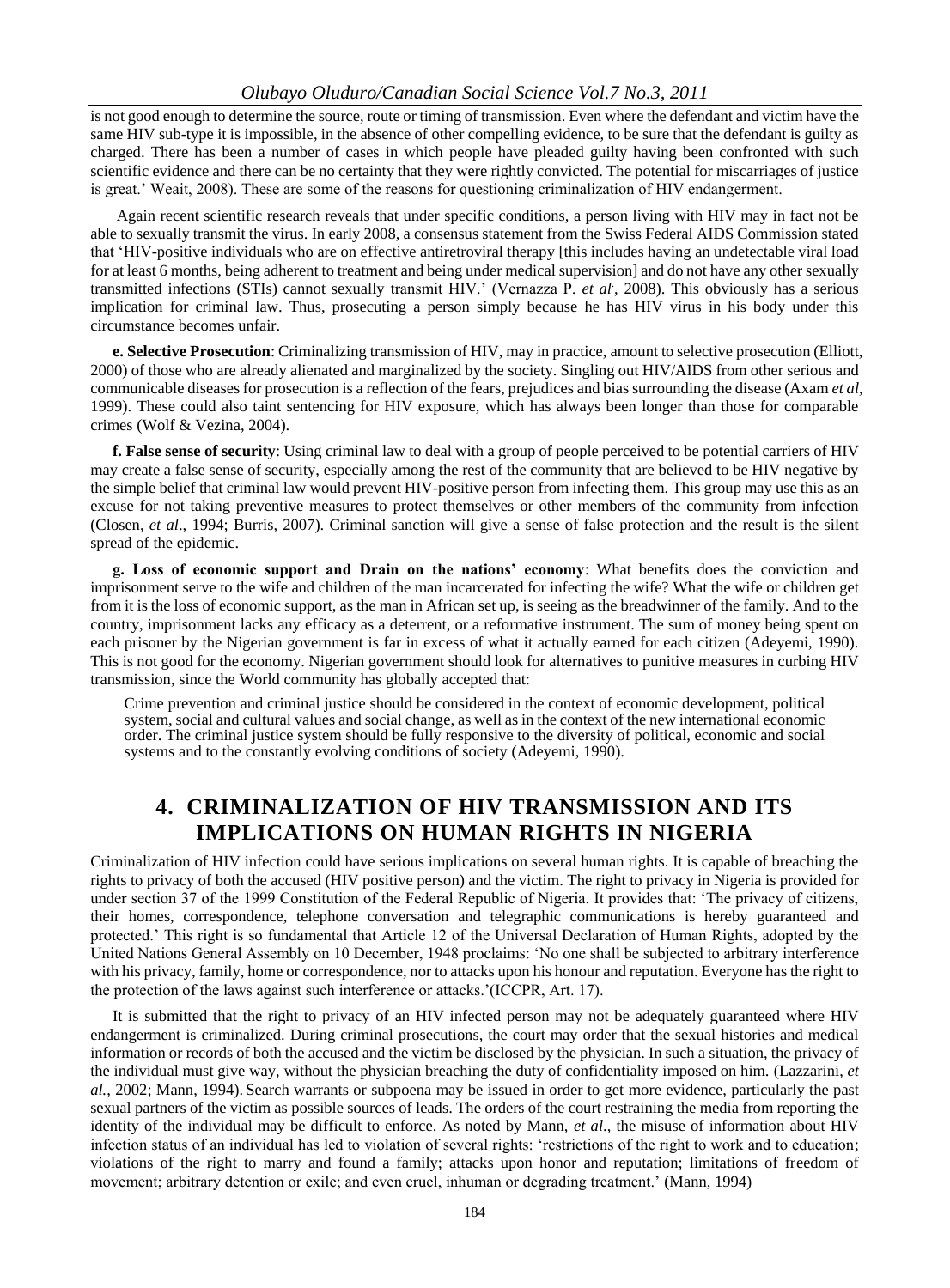is not good enough to determine the source, route or timing of transmission. Even where the defendant and victim have the same HIV sub-type it is impossible, in the absence of other compelling evidence, to be sure that the defendant is guilty as charged. There has been a number of cases in which people have pleaded guilty having been confronted with such scientific evidence and there can be no certainty that they were rightly convicted. The potential for miscarriages of justice is great.' Weait, 2008). These are some of the reasons for questioning criminalization of HIV endangerment.

Again recent scientific research reveals that under specific conditions, a person living with HIV may in fact not be able to sexually transmit the virus. In early 2008, a consensus statement from the Swiss Federal AIDS Commission stated that 'HIV-positive individuals who are on effective antiretroviral therapy [this includes having an undetectable viral load for at least 6 months, being adherent to treatment and being under medical supervision] and do not have any other sexually transmitted infections (STIs) cannot sexually transmit HIV.' (Vernazza P. *et al*, 2008). This obviously has a serious implication for criminal law. Thus, prosecuting a person simply because he has HIV virus in his body under this circumstance becomes unfair.

**e. Selective Prosecution**: Criminalizing transmission of HIV, may in practice, amount to selective prosecution (Elliott, 2000) of those who are already alienated and marginalized by the society. Singling out HIV/AIDS from other serious and communicable diseases for prosecution is a reflection of the fears, prejudices and bias surrounding the disease (Axam *et al*, 1999). These could also taint sentencing for HIV exposure, which has always been longer than those for comparable crimes (Wolf & Vezina, 2004).

**f. False sense of security**: Using criminal law to deal with a group of people perceived to be potential carriers of HIV may create a false sense of security, especially among the rest of the community that are believed to be HIV negative by the simple belief that criminal law would prevent HIV-positive person from infecting them. This group may use this as an excuse for not taking preventive measures to protect themselves or other members of the community from infection (Closen, *et al*., 1994; Burris, 2007). Criminal sanction will give a sense of false protection and the result is the silent spread of the epidemic.

**g. Loss of economic support and Drain on the nations' economy**: What benefits does the conviction and imprisonment serve to the wife and children of the man incarcerated for infecting the wife? What the wife or children get from it is the loss of economic support, as the man in African set up, is seeing as the breadwinner of the family. And to the country, imprisonment lacks any efficacy as a deterrent, or a reformative instrument. The sum of money being spent on each prisoner by the Nigerian government is far in excess of what it actually earned for each citizen (Adeyemi, 1990). This is not good for the economy. Nigerian government should look for alternatives to punitive measures in curbing HIV transmission, since the World community has globally accepted that:

> Crime prevention and criminal justice should be considered in the context of economic development, political system, social and cultural values and social change, as well as in the context of the new international economic order. The criminal justice system should be fully responsive to the diversity of political, economic and social systems and to the constantly evolving conditions of society (Adeyemi, 1990).

## 4. CRIMINALIZATION OF HIV TRANSMISSION AND ITS IMPLICATIONS ON HUMAN RIGHTS IN NIGERIA

Criminalization of HIV infection could have serious implications on several human rights. It is capable of breaching the rights to privacy of both the accused (HIV positive person) and the victim. The right to privacy in Nigeria is provided for under section 37 of the 1999 Constitution of the Federal Republic of Nigeria. It provides that: 'The privacy of citizens, their homes, correspondence, telephone conversation and telegraphic communications is hereby guaranteed and protected.' This right is so fundamental that Article 12 of the Universal Declaration of Human Rights, adopted by the United Nations General Assembly on 10 December, 1948 proclaims: 'No one shall be subjected to arbitrary interference with his privacy, family, home or correspondence, nor to attacks upon his honour and reputation. Everyone has the right to the protection of the laws against such interference or attacks.'(ICCPR, Art. 17).

It is submitted that the right to privacy of an HIV infected person may not be adequately guaranteed where HIV endangerment is criminalized. During criminal prosecutions, the court may order that the sexual histories and medical information or records of both the accused and the victim be disclosed by the physician. In such a situation, the privacy of the individual must give way, without the physician breaching the duty of confidentiality imposed on him. (Lazzarini, *et al.*, 2002; Mann, 1994). Search warrants or subpoena may be issued in order to get more evidence, particularly the past sexual partners of the victim as possible sources of leads. The orders of the court restraining the media from reporting the identity of the individual may be difficult to enforce. As noted by Mann, *et al*., the misuse of information about HIV infection status of an individual has led to violation of several rights: 'restrictions of the right to work and to education; violations of the right to marry and found a family; attacks upon honor and reputation; limitations of freedom of movement; arbitrary detention or exile; and even cruel, inhuman or degrading treatment.' (Mann, 1994)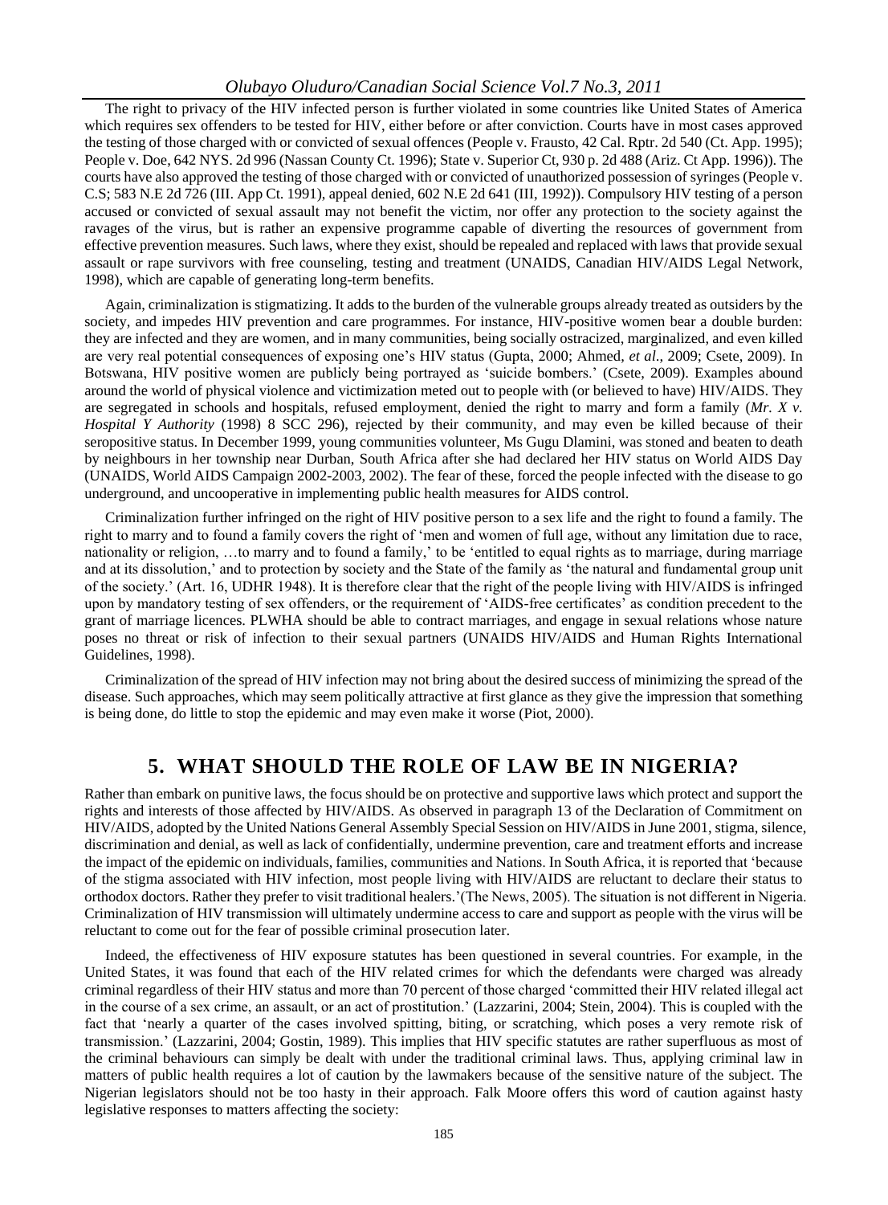The right to privacy of the HIV infected person is further violated in some countries like United States of America which requires sex offenders to be tested for HIV, either before or after conviction. Courts have in most cases approved the testing of those charged with or convicted of sexual offences (People v. Frausto, 42 Cal. Rptr. 2d 540 (Ct. App. 1995); People v. Doe, 642 NYS. 2d 996 (Nassan County Ct. 1996); State v. Superior Ct, 930 p. 2d 488 (Ariz. Ct App. 1996)). The courts have also approved the testing of those charged with or convicted of unauthorized possession of syringes (People v. C.S; 583 N.E 2d 726 (III. App Ct. 1991), appeal denied, 602 N.E 2d 641 (III, 1992)). Compulsory HIV testing of a person accused or convicted of sexual assault may not benefit the victim, nor offer any protection to the society against the ravages of the virus, but is rather an expensive programme capable of diverting the resources of government from effective prevention measures. Such laws, where they exist, should be repealed and replaced with laws that provide sexual assault or rape survivors with free counseling, testing and treatment (UNAIDS, Canadian HIV/AIDS Legal Network, 1998), which are capable of generating long-term benefits.

Again, criminalization is stigmatizing. It adds to the burden of the vulnerable groups already treated as outsiders by the society, and impedes HIV prevention and care programmes. For instance, HIV-positive women bear a double burden: they are infected and they are women, and in many communities, being socially ostracized, marginalized, and even killed are very real potential consequences of exposing one's HIV status (Gupta, 2000; Ahmed, *et al.*, 2009; Csete, 2009). In Botswana, HIV positive women are publicly being portrayed as 'suicide bombers.' (Csete, 2009). Examples abound around the world of physical violence and victimization meted out to people with (or believed to have) HIV/AIDS. They are segregated in schools and hospitals, refused employment, denied the right to marry and form a family (*Mr. X v. Hospital Y Authority* (1998) 8 SCC 296), rejected by their community, and may even be killed because of their seropositive status. In December 1999, young communities volunteer, Ms Gugu Dlamini, was stoned and beaten to death by neighbours in her township near Durban, South Africa after she had declared her HIV status on World AIDS Day (UNAIDS, World AIDS Campaign 2002-2003, 2002). The fear of these, forced the people infected with the disease to go underground, and uncooperative in implementing public health measures for AIDS control.

Criminalization further infringed on the right of HIV positive person to a sex life and the right to found a family. The right to marry and to found a family covers the right of 'men and women of full age, without any limitation due to race, nationality or religion, …to marry and to found a family,' to be 'entitled to equal rights as to marriage, during marriage and at its dissolution,' and to protection by society and the State of the family as 'the natural and fundamental group unit of the society.' (Art. 16, UDHR 1948). It is therefore clear that the right of the people living with HIV/AIDS is infringed upon by mandatory testing of sex offenders, or the requirement of 'AIDS-free certificates' as condition precedent to the grant of marriage licences. PLWHA should be able to contract marriages, and engage in sexual relations whose nature poses no threat or risk of infection to their sexual partners (UNAIDS HIV/AIDS and Human Rights International Guidelines, 1998).

Criminalization of the spread of HIV infection may not bring about the desired success of minimizing the spread of the disease. Such approaches, which may seem politically attractive at first glance as they give the impression that something is being done, do little to stop the epidemic and may even make it worse (Piot, 2000).

## 5. WHAT SHOULD THE ROLE OF LAW BE IN NIGERIA?

Rather than embark on punitive laws, the focus should be on protective and supportive laws which protect and support the rights and interests of those affected by HIV/AIDS. As observed in paragraph 13 of the Declaration of Commitment on HIV/AIDS, adopted by the United Nations General Assembly Special Session on HIV/AIDS in June 2001, stigma, silence, discrimination and denial, as well as lack of confidentially, undermine prevention, care and treatment efforts and increase the impact of the epidemic on individuals, families, communities and Nations. In South Africa, it is reported that 'because of the stigma associated with HIV infection, most people living with HIV/AIDS are reluctant to declare their status to orthodox doctors. Rather they prefer to visit traditional healers.'(The News, 2005). The situation is not different in Nigeria. Criminalization of HIV transmission will ultimately undermine access to care and support as people with the virus will be reluctant to come out for the fear of possible criminal prosecution later.

Indeed, the effectiveness of HIV exposure statutes has been questioned in several countries. For example, in the United States, it was found that each of the HIV related crimes for which the defendants were charged was already criminal regardless of their HIV status and more than 70 percent of those charged 'committed their HIV related illegal act in the course of a sex crime, an assault, or an act of prostitution.' (Lazzarini, 2004; Stein, 2004). This is coupled with the fact that 'nearly a quarter of the cases involved spitting, biting, or scratching, which poses a very remote risk of transmission.' (Lazzarini, 2004; Gostin, 1989). This implies that HIV specific statutes are rather superfluous as most of the criminal behaviours can simply be dealt with under the traditional criminal laws. Thus, applying criminal law in matters of public health requires a lot of caution by the lawmakers because of the sensitive nature of the subject. The Nigerian legislators should not be too hasty in their approach. Falk Moore offers this word of caution against hasty legislative responses to matters affecting the society: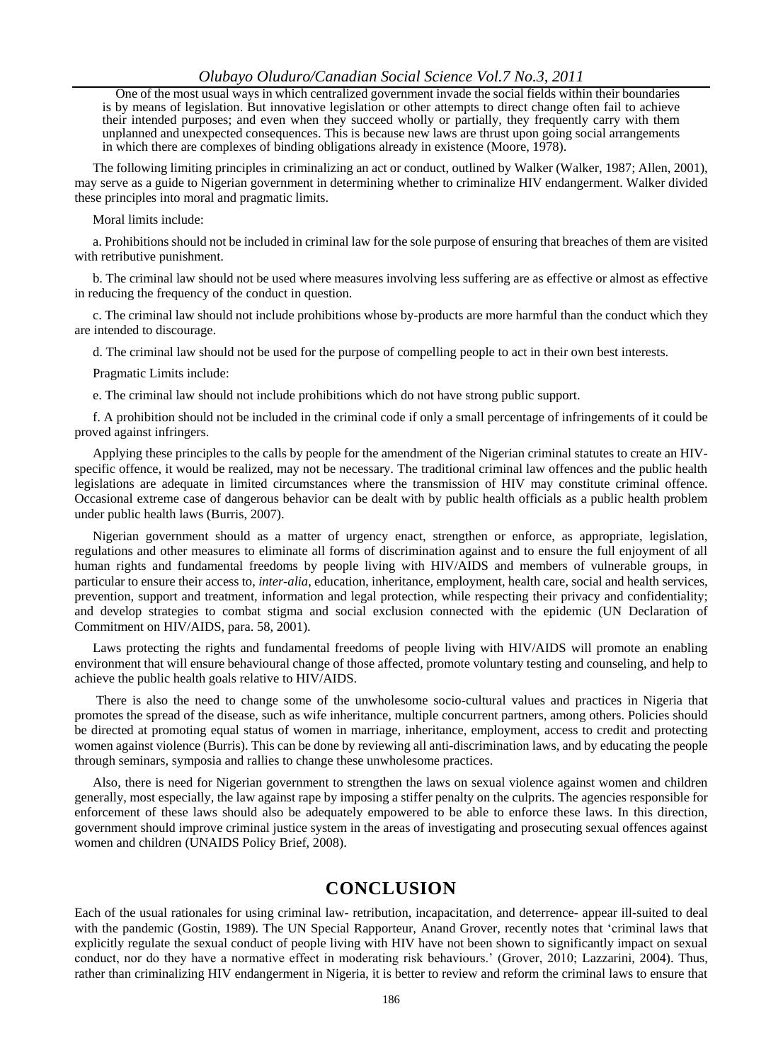> One of the most usual ways in which centralized government invade the social fields within their boundaries is by means of legislation. But innovative legislation or other attempts to direct change often fail to achieve their intended purposes; and even when they succeed wholly or partially, they frequently carry with them unplanned and unexpected consequences. This is because new laws are thrust upon going social arrangements in which there are complexes of binding obligations already in existence (Moore, 1978).

The following limiting principles in criminalizing an act or conduct, outlined by Walker (Walker, 1987; Allen, 2001), may serve as a guide to Nigerian government in determining whether to criminalize HIV endangerment. Walker divided these principles into moral and pragmatic limits.

Moral limits include:

a. Prohibitions should not be included in criminal law for the sole purpose of ensuring that breaches of them are visited with retributive punishment.

b. The criminal law should not be used where measures involving less suffering are as effective or almost as effective in reducing the frequency of the conduct in question.

c. The criminal law should not include prohibitions whose by-products are more harmful than the conduct which they are intended to discourage.

d. The criminal law should not be used for the purpose of compelling people to act in their own best interests.

Pragmatic Limits include:

e. The criminal law should not include prohibitions which do not have strong public support.

f. A prohibition should not be included in the criminal code if only a small percentage of infringements of it could be proved against infringers.

Applying these principles to the calls by people for the amendment of the Nigerian criminal statutes to create an HIV-specific offence, it would be realized, may not be necessary. The traditional criminal law offences and the public health legislations are adequate in limited circumstances where the transmission of HIV may constitute criminal offence. Occasional extreme case of dangerous behavior can be dealt with by public health officials as a public health problem under public health laws (Burris, 2007).

Nigerian government should as a matter of urgency enact, strengthen or enforce, as appropriate, legislation, regulations and other measures to eliminate all forms of discrimination against and to ensure the full enjoyment of all human rights and fundamental freedoms by people living with HIV/AIDS and members of vulnerable groups, in particular to ensure their access to, *inter-alia*, education, inheritance, employment, health care, social and health services, prevention, support and treatment, information and legal protection, while respecting their privacy and confidentiality; and develop strategies to combat stigma and social exclusion connected with the epidemic (UN Declaration of Commitment on HIV/AIDS, para. 58, 2001).

Laws protecting the rights and fundamental freedoms of people living with HIV/AIDS will promote an enabling environment that will ensure behavioural change of those affected, promote voluntary testing and counseling, and help to achieve the public health goals relative to HIV/AIDS.

There is also the need to change some of the unwholesome socio-cultural values and practices in Nigeria that promotes the spread of the disease, such as wife inheritance, multiple concurrent partners, among others. Policies should be directed at promoting equal status of women in marriage, inheritance, employment, access to credit and protecting women against violence (Burris). This can be done by reviewing all anti-discrimination laws, and by educating the people through seminars, symposia and rallies to change these unwholesome practices.

Also, there is need for Nigerian government to strengthen the laws on sexual violence against women and children generally, most especially, the law against rape by imposing a stiffer penalty on the culprits. The agencies responsible for enforcement of these laws should also be adequately empowered to be able to enforce these laws. In this direction, government should improve criminal justice system in the areas of investigating and prosecuting sexual offences against women and children (UNAIDS Policy Brief, 2008).

## CONCLUSION

Each of the usual rationales for using criminal law- retribution, incapacitation, and deterrence- appear ill-suited to deal with the pandemic (Gostin, 1989). The UN Special Rapporteur, Anand Grover, recently notes that 'criminal laws that explicitly regulate the sexual conduct of people living with HIV have not been shown to significantly impact on sexual conduct, nor do they have a normative effect in moderating risk behaviours.' (Grover, 2010; Lazzarini, 2004). Thus, rather than criminalizing HIV endangerment in Nigeria, it is better to review and reform the criminal laws to ensure that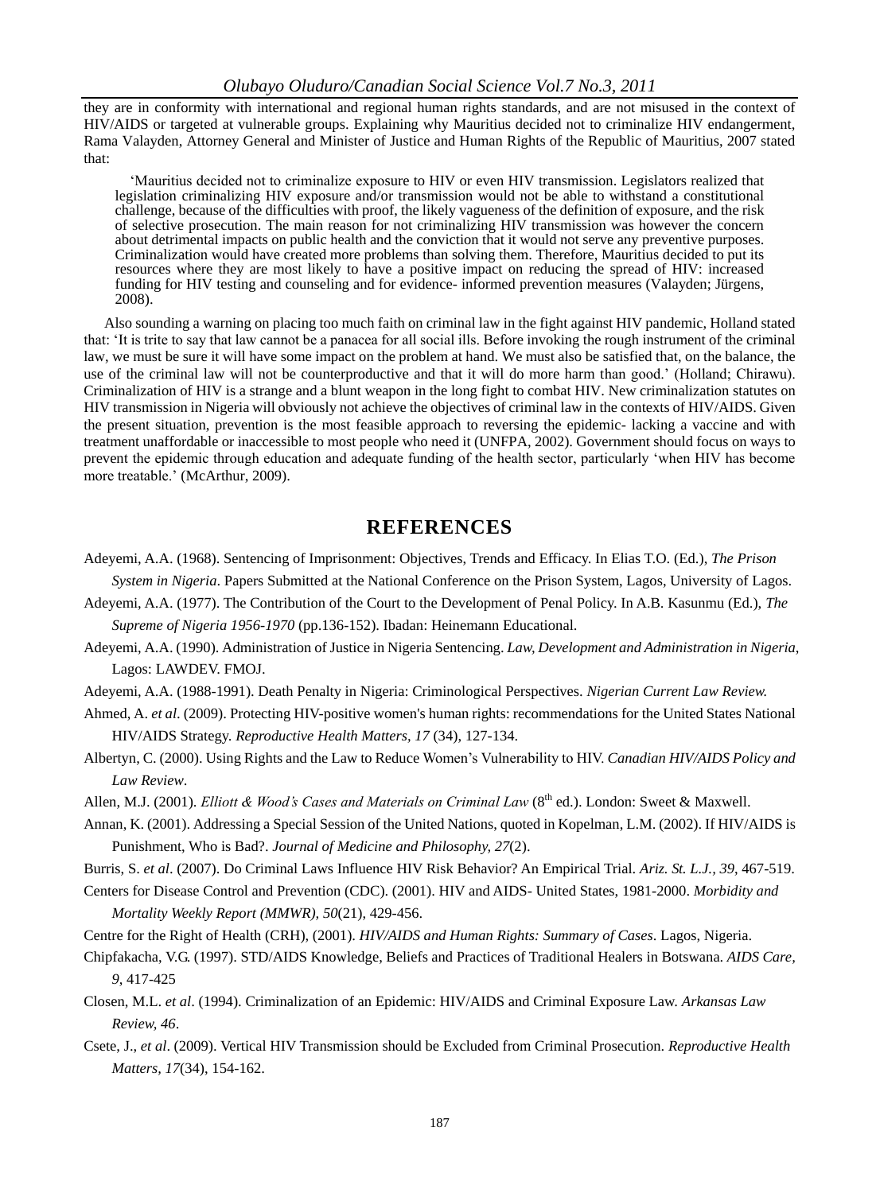they are in conformity with international and regional human rights standards, and are not misused in the context of HIV/AIDS or targeted at vulnerable groups. Explaining why Mauritius decided not to criminalize HIV endangerment, Rama Valayden, Attorney General and Minister of Justice and Human Rights of the Republic of Mauritius, 2007 stated that:

> 'Mauritius decided not to criminalize exposure to HIV or even HIV transmission. Legislators realized that legislation criminalizing HIV exposure and/or transmission would not be able to withstand a constitutional challenge, because of the difficulties with proof, the likely vagueness of the definition of exposure, and the risk of selective prosecution. The main reason for not criminalizing HIV transmission was however the concern about detrimental impacts on public health and the conviction that it would not serve any preventive purposes. Criminalization would have created more problems than solving them. Therefore, Mauritius decided to put its resources where they are most likely to have a positive impact on reducing the spread of HIV: increased funding for HIV testing and counseling and for evidence- informed prevention measures (Valayden; Jürgens, 2008).

Also sounding a warning on placing too much faith on criminal law in the fight against HIV pandemic, Holland stated that: 'It is trite to say that law cannot be a panacea for all social ills. Before invoking the rough instrument of the criminal law, we must be sure it will have some impact on the problem at hand. We must also be satisfied that, on the balance, the use of the criminal law will not be counterproductive and that it will do more harm than good.' (Holland; Chirawu). Criminalization of HIV is a strange and a blunt weapon in the long fight to combat HIV. New criminalization statutes on HIV transmission in Nigeria will obviously not achieve the objectives of criminal law in the contexts of HIV/AIDS. Given the present situation, prevention is the most feasible approach to reversing the epidemic- lacking a vaccine and with treatment unaffordable or inaccessible to most people who need it (UNFPA, 2002). Government should focus on ways to prevent the epidemic through education and adequate funding of the health sector, particularly 'when HIV has become more treatable.' (McArthur, 2009).

## REFERENCES

Adeyemi, A.A. (1968). Sentencing of Imprisonment: Objectives, Trends and Efficacy. In Elias T.O. (Ed.), *The Prison System in Nigeria*. Papers Submitted at the National Conference on the Prison System, Lagos, University of Lagos.

Adeyemi, A.A. (1977). The Contribution of the Court to the Development of Penal Policy. In A.B. Kasunmu (Ed.), *The Supreme of Nigeria 1956-1970* (pp.136-152). Ibadan: Heinemann Educational.

Adeyemi, A.A. (1990). Administration of Justice in Nigeria Sentencing. *Law, Development and Administration in Nigeria*, Lagos: LAWDEV. FMOJ.

Adeyemi, A.A. (1988-1991). Death Penalty in Nigeria: Criminological Perspectives. *Nigerian Current Law Review.*

Ahmed, A. *et al*. (2009). Protecting HIV-positive women's human rights: recommendations for the United States National HIV/AIDS Strategy. *Reproductive Health Matters, 17* (34), 127-134.

Albertyn, C. (2000). Using Rights and the Law to Reduce Women's Vulnerability to HIV. *Canadian HIV/AIDS Policy and Law Review*.

Allen, M.J. (2001). *Elliott & Wood's Cases and Materials on Criminal Law* (8th ed.). London: Sweet & Maxwell.

Annan, K. (2001). Addressing a Special Session of the United Nations, quoted in Kopelman, L.M. (2002). If HIV/AIDS is Punishment, Who is Bad?. *Journal of Medicine and Philosophy, 27*(2).

Burris, S. *et al*. (2007). Do Criminal Laws Influence HIV Risk Behavior? An Empirical Trial. *Ariz. St. L.J., 39*, 467-519.

Centers for Disease Control and Prevention (CDC). (2001). HIV and AIDS- United States, 1981-2000. *Morbidity and Mortality Weekly Report (MMWR), 50*(21), 429-456.

Centre for the Right of Health (CRH), (2001). *HIV/AIDS and Human Rights: Summary of Cases*. Lagos, Nigeria.

Chipfakacha, V.G. (1997). STD/AIDS Knowledge, Beliefs and Practices of Traditional Healers in Botswana. *AIDS Care, 9*, 417-425

Closen, M.L. *et al*. (1994). Criminalization of an Epidemic: HIV/AIDS and Criminal Exposure Law. *Arkansas Law Review, 46*.

Csete, J., *et al*. (2009). Vertical HIV Transmission should be Excluded from Criminal Prosecution. *Reproductive Health Matters, 17*(34), 154-162.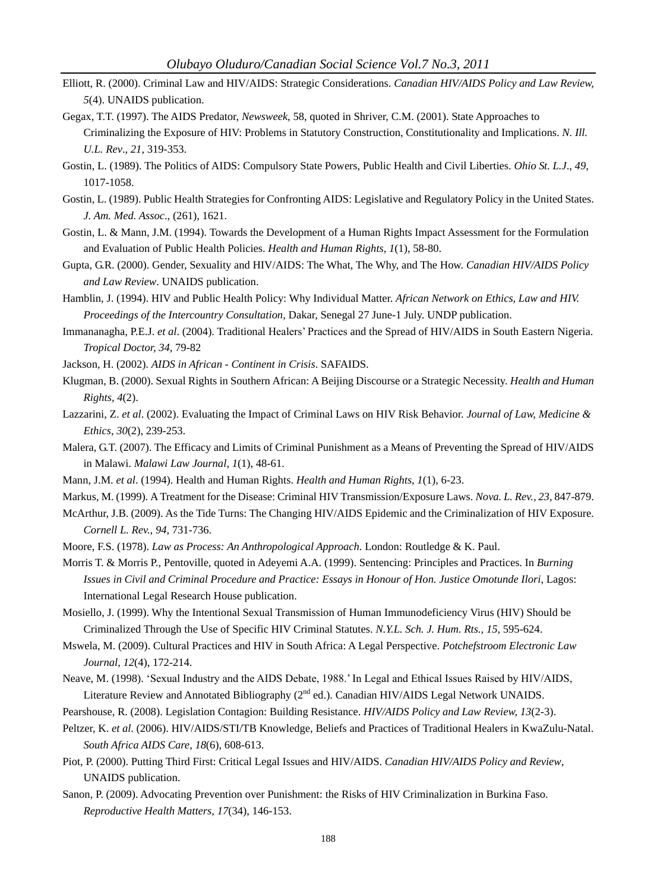Elliott, R. (2000). Criminal Law and HIV/AIDS: Strategic Considerations. *Canadian HIV/AIDS Policy and Law Review, 5*(4). UNAIDS publication.

Gegax, T.T. (1997). The AIDS Predator, *Newsweek*, 58, quoted in Shriver, C.M. (2001). State Approaches to Criminalizing the Exposure of HIV: Problems in Statutory Construction, Constitutionality and Implications. *N. Ill. U.L. Rev*., *21*, 319-353.

Gostin, L. (1989). The Politics of AIDS: Compulsory State Powers, Public Health and Civil Liberties. *Ohio St. L.J*., *49*, 1017-1058.

Gostin, L. (1989). Public Health Strategies for Confronting AIDS: Legislative and Regulatory Policy in the United States. *J. Am. Med. Assoc*., (261), 1621.

Gostin, L. & Mann, J.M. (1994). Towards the Development of a Human Rights Impact Assessment for the Formulation and Evaluation of Public Health Policies. *Health and Human Rights*, *1*(1), 58-80.

Gupta, G.R. (2000). Gender, Sexuality and HIV/AIDS: The What, The Why, and The How. *Canadian HIV/AIDS Policy and Law Review*. UNAIDS publication.

Hamblin, J. (1994). HIV and Public Health Policy: Why Individual Matter. *African Network on Ethics, Law and HIV. Proceedings of the Intercountry Consultation,* Dakar, Senegal 27 June-1 July. UNDP publication.

Immananagha, P.E.J. *et al*. (2004). Traditional Healers' Practices and the Spread of HIV/AIDS in South Eastern Nigeria. *Tropical Doctor, 34*, 79-82

Jackson, H. (2002). *AIDS in African - Continent in Crisis*. SAFAIDS.

Klugman, B. (2000). Sexual Rights in Southern African: A Beijing Discourse or a Strategic Necessity. *Health and Human Rights, 4*(2).

Lazzarini, Z. *et al*. (2002). Evaluating the Impact of Criminal Laws on HIV Risk Behavior. *Journal of Law, Medicine & Ethics*, *30*(2), 239-253.

Malera, G.T. (2007). The Efficacy and Limits of Criminal Punishment as a Means of Preventing the Spread of HIV/AIDS in Malawi. *Malawi Law Journal, 1*(1), 48-61.

Mann, J.M. *et al*. (1994). Health and Human Rights. *Health and Human Rights*, *1*(1), 6-23.

Markus, M. (1999). A Treatment for the Disease: Criminal HIV Transmission/Exposure Laws. *Nova. L. Rev., 23*, 847-879.

McArthur, J.B. (2009). As the Tide Turns: The Changing HIV/AIDS Epidemic and the Criminalization of HIV Exposure. *Cornell L. Rev., 94*, 731-736.

Moore, F.S. (1978). *Law as Process: An Anthropological Approach.* London: Routledge & K. Paul.

Morris T. & Morris P., Pentoville, quoted in Adeyemi A.A. (1999). Sentencing: Principles and Practices. In *Burning Issues in Civil and Criminal Procedure and Practice: Essays in Honour of Hon. Justice Omotunde Ilori*, Lagos: International Legal Research House publication.

Mosiello, J. (1999). Why the Intentional Sexual Transmission of Human Immunodeficiency Virus (HIV) Should be Criminalized Through the Use of Specific HIV Criminal Statutes. *N.Y.L. Sch. J. Hum. Rts., 15,* 595-624.

Mswela, M. (2009). Cultural Practices and HIV in South Africa: A Legal Perspective. *Potchefstroom Electronic Law Journal*, *12*(4), 172-214.

Neave, M. (1998). 'Sexual Industry and the AIDS Debate, 1988.' In Legal and Ethical Issues Raised by HIV/AIDS, Literature Review and Annotated Bibliography (2nd ed.). Canadian HIV/AIDS Legal Network UNAIDS.

Pearshouse, R. (2008). Legislation Contagion: Building Resistance. *HIV/AIDS Policy and Law Review, 13*(2-3).

Peltzer, K. *et al*. (2006). HIV/AIDS/STI/TB Knowledge, Beliefs and Practices of Traditional Healers in KwaZulu-Natal. *South Africa AIDS Care*, *18*(6), 608-613.

Piot, P. (2000). Putting Third First: Critical Legal Issues and HIV/AIDS. *Canadian HIV/AIDS Policy and Review*, UNAIDS publication.

Sanon, P. (2009). Advocating Prevention over Punishment: the Risks of HIV Criminalization in Burkina Faso. *Reproductive Health Matters, 17*(34), 146-153.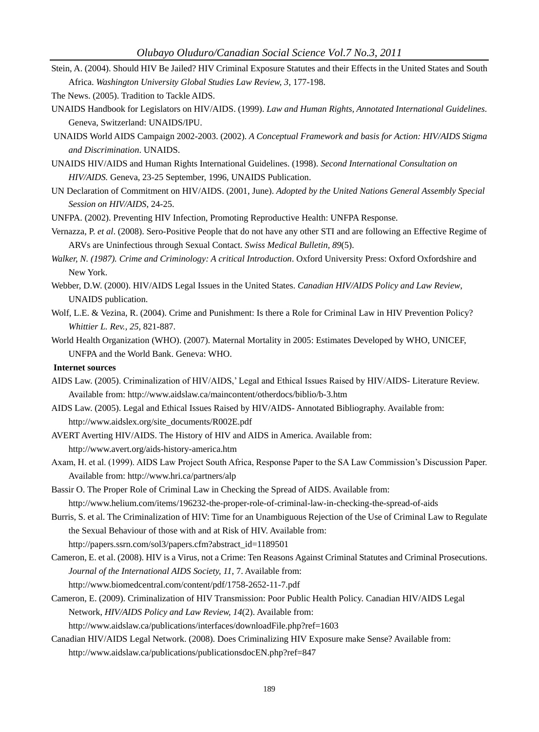Stein, A. (2004). Should HIV Be Jailed? HIV Criminal Exposure Statutes and their Effects in the United States and South Africa. *Washington University Global Studies Law Review, 3*, 177-198.

The News. (2005). Tradition to Tackle AIDS.

UNAIDS Handbook for Legislators on HIV/AIDS. (1999). *Law and Human Rights, Annotated International Guidelines*. Geneva, Switzerland: UNAIDS/IPU.

UNAIDS World AIDS Campaign 2002-2003. (2002). *A Conceptual Framework and basis for Action: HIV/AIDS Stigma and Discrimination*. UNAIDS.

UNAIDS HIV/AIDS and Human Rights International Guidelines. (1998). *Second International Consultation on HIV/AIDS.* Geneva, 23-25 September, 1996, UNAIDS Publication.

UN Declaration of Commitment on HIV/AIDS. (2001, June). *Adopted by the United Nations General Assembly Special Session on HIV/AIDS*, 24-25.

UNFPA. (2002). Preventing HIV Infection, Promoting Reproductive Health: UNFPA Response.

Vernazza, P. *et al*. (2008). Sero-Positive People that do not have any other STI and are following an Effective Regime of ARVs are Uninfectious through Sexual Contact. *Swiss Medical Bulletin, 89*(5).

*Walker, N. (1987). Crime and Criminology: A critical Introduction*. Oxford University Press: Oxford Oxfordshire and New York.

Webber, D.W. (2000). HIV/AIDS Legal Issues in the United States. *Canadian HIV/AIDS Policy and Law Review*, UNAIDS publication.

Wolf, L.E. & Vezina, R. (2004). Crime and Punishment: Is there a Role for Criminal Law in HIV Prevention Policy? *Whittier L. Rev., 25,* 821-887.

World Health Organization (WHO). (2007). Maternal Mortality in 2005: Estimates Developed by WHO, UNICEF, UNFPA and the World Bank. Geneva: WHO.

**Internet sources**

AIDS Law. (2005). Criminalization of HIV/AIDS,' Legal and Ethical Issues Raised by HIV/AIDS- Literature Review. Available from: http://www.aidslaw.ca/maincontent/otherdocs/biblio/b-3.htm

AIDS Law. (2005). Legal and Ethical Issues Raised by HIV/AIDS- Annotated Bibliography. Available from: http://www.aidslex.org/site_documents/R002E.pdf

AVERT Averting HIV/AIDS. The History of HIV and AIDS in America. Available from: http://www.avert.org/aids-history-america.htm

Axam, H. et al. (1999). AIDS Law Project South Africa, Response Paper to the SA Law Commission's Discussion Paper. Available from: http://www.hri.ca/partners/alp

Bassir O. The Proper Role of Criminal Law in Checking the Spread of AIDS. Available from: http://www.helium.com/items/196232-the-proper-role-of-criminal-law-in-checking-the-spread-of-aids

Burris, S. et al. The Criminalization of HIV: Time for an Unambiguous Rejection of the Use of Criminal Law to Regulate the Sexual Behaviour of those with and at Risk of HIV. Available from: http://papers.ssrn.com/sol3/papers.cfm?abstract_id=1189501

Cameron, E. et al. (2008). HIV is a Virus, not a Crime: Ten Reasons Against Criminal Statutes and Criminal Prosecutions. *Journal of the International AIDS Society, 11,* 7. Available from: http://www.biomedcentral.com/content/pdf/1758-2652-11-7.pdf

Cameron, E. (2009). Criminalization of HIV Transmission: Poor Public Health Policy. Canadian HIV/AIDS Legal Network, *HIV/AIDS Policy and Law Review, 14*(2). Available from: http://www.aidslaw.ca/publications/interfaces/downloadFile.php?ref=1603

Canadian HIV/AIDS Legal Network. (2008). Does Criminalizing HIV Exposure make Sense? Available from: http://www.aidslaw.ca/publications/publicationsdocEN.php?ref=847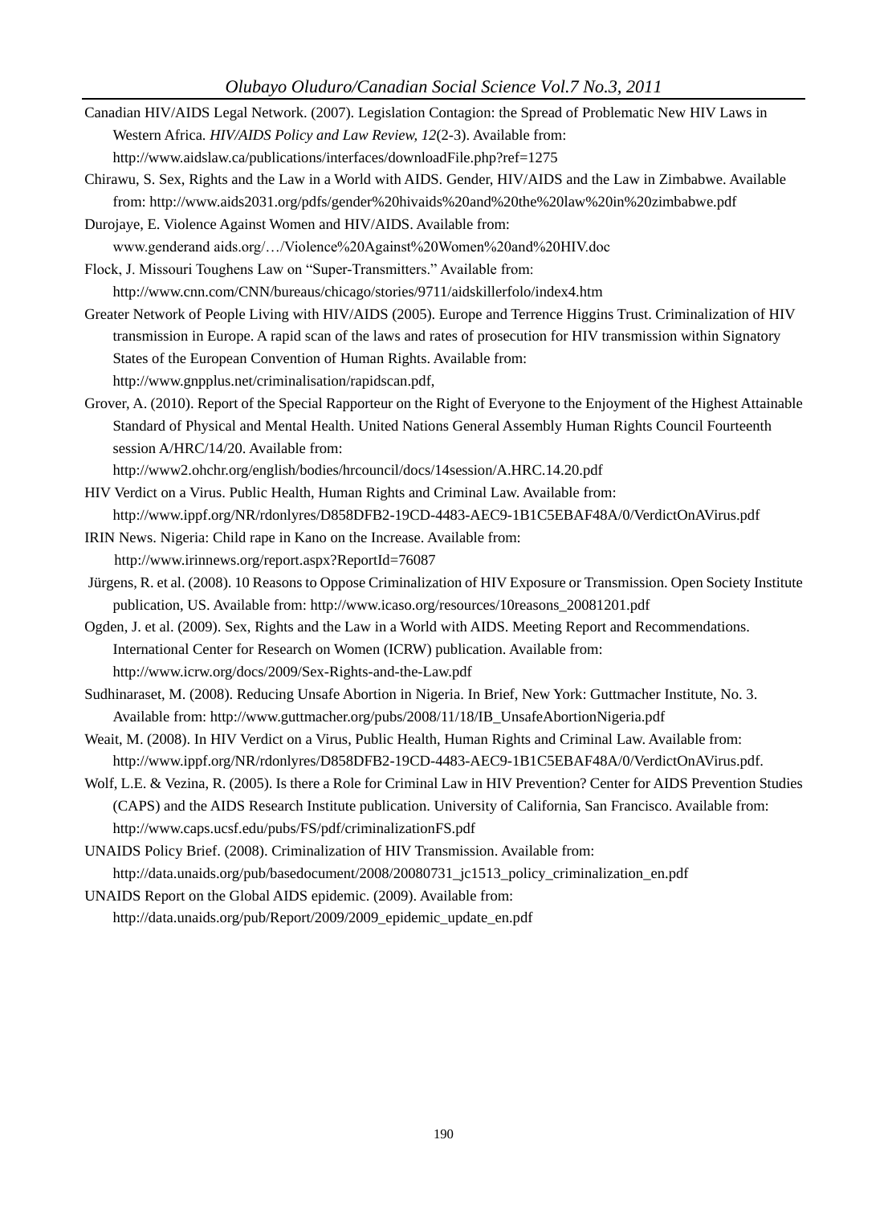Canadian HIV/AIDS Legal Network. (2007). Legislation Contagion: the Spread of Problematic New HIV Laws in Western Africa. *HIV/AIDS Policy and Law Review, 12*(2-3). Available from: http://www.aidslaw.ca/publications/interfaces/downloadFile.php?ref=1275

Chirawu, S. Sex, Rights and the Law in a World with AIDS. Gender, HIV/AIDS and the Law in Zimbabwe. Available from: http://www.aids2031.org/pdfs/gender%20hivaids%20and%20the%20law%20in%20zimbabwe.pdf

Durojaye, E. Violence Against Women and HIV/AIDS. Available from: www.genderand aids.org/…/Violence%20Against%20Women%20and%20HIV.doc

Flock, J. Missouri Toughens Law on "Super-Transmitters." Available from: http://www.cnn.com/CNN/bureaus/chicago/stories/9711/aidskillerfolo/index4.htm

Greater Network of People Living with HIV/AIDS (2005). Europe and Terrence Higgins Trust. Criminalization of HIV transmission in Europe. A rapid scan of the laws and rates of prosecution for HIV transmission within Signatory States of the European Convention of Human Rights. Available from: http://www.gnpplus.net/criminalisation/rapidscan.pdf,

Grover, A. (2010). Report of the Special Rapporteur on the Right of Everyone to the Enjoyment of the Highest Attainable Standard of Physical and Mental Health. United Nations General Assembly Human Rights Council Fourteenth session A/HRC/14/20. Available from: http://www2.ohchr.org/english/bodies/hrcouncil/docs/14session/A.HRC.14.20.pdf

HIV Verdict on a Virus. Public Health, Human Rights and Criminal Law. Available from: http://www.ippf.org/NR/rdonlyres/D858DFB2-19CD-4483-AEC9-1B1C5EBAF48A/0/VerdictOnAVirus.pdf

IRIN News. Nigeria: Child rape in Kano on the Increase. Available from: http://www.irinnews.org/report.aspx?ReportId=76087

Jürgens, R. et al. (2008). 10 Reasons to Oppose Criminalization of HIV Exposure or Transmission. Open Society Institute publication, US. Available from: http://www.icaso.org/resources/10reasons_20081201.pdf

Ogden, J. et al. (2009). Sex, Rights and the Law in a World with AIDS. Meeting Report and Recommendations. International Center for Research on Women (ICRW) publication. Available from: http://www.icrw.org/docs/2009/Sex-Rights-and-the-Law.pdf

Sudhinaraset, M. (2008). Reducing Unsafe Abortion in Nigeria. In Brief, New York: Guttmacher Institute, No. 3. Available from: http://www.guttmacher.org/pubs/2008/11/18/IB_UnsafeAbortionNigeria.pdf

Weait, M. (2008). In HIV Verdict on a Virus, Public Health, Human Rights and Criminal Law. Available from: http://www.ippf.org/NR/rdonlyres/D858DFB2-19CD-4483-AEC9-1B1C5EBAF48A/0/VerdictOnAVirus.pdf.

Wolf, L.E. & Vezina, R. (2005). Is there a Role for Criminal Law in HIV Prevention? Center for AIDS Prevention Studies (CAPS) and the AIDS Research Institute publication. University of California, San Francisco. Available from: http://www.caps.ucsf.edu/pubs/FS/pdf/criminalizationFS.pdf

UNAIDS Policy Brief. (2008). Criminalization of HIV Transmission. Available from: http://data.unaids.org/pub/basedocument/2008/20080731_jc1513_policy_criminalization_en.pdf

UNAIDS Report on the Global AIDS epidemic. (2009). Available from: http://data.unaids.org/pub/Report/2009/2009_epidemic_update_en.pdf